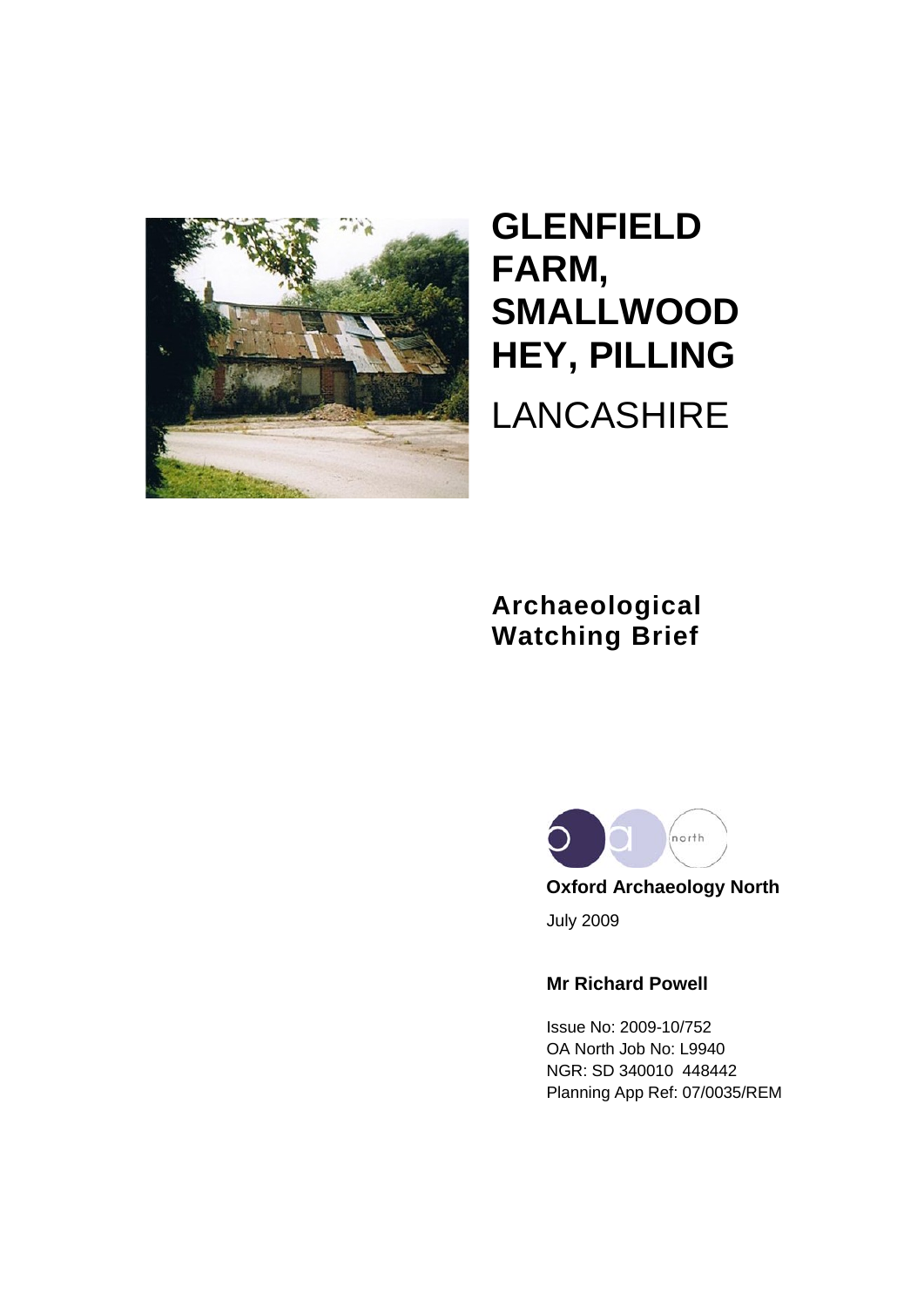# GLENFIELD FARM, SMALLWOOD HEY, PILLING

LANCASHIRE

## Archaeological Watching Brief

**Oxford Archaeology North**

July 2009

**Mr Richard Powell**

Issue No: 2009-10/752
OA North Job No: L9940
NGR: SD 340010 448442
Planning App Ref: 07/0035/REM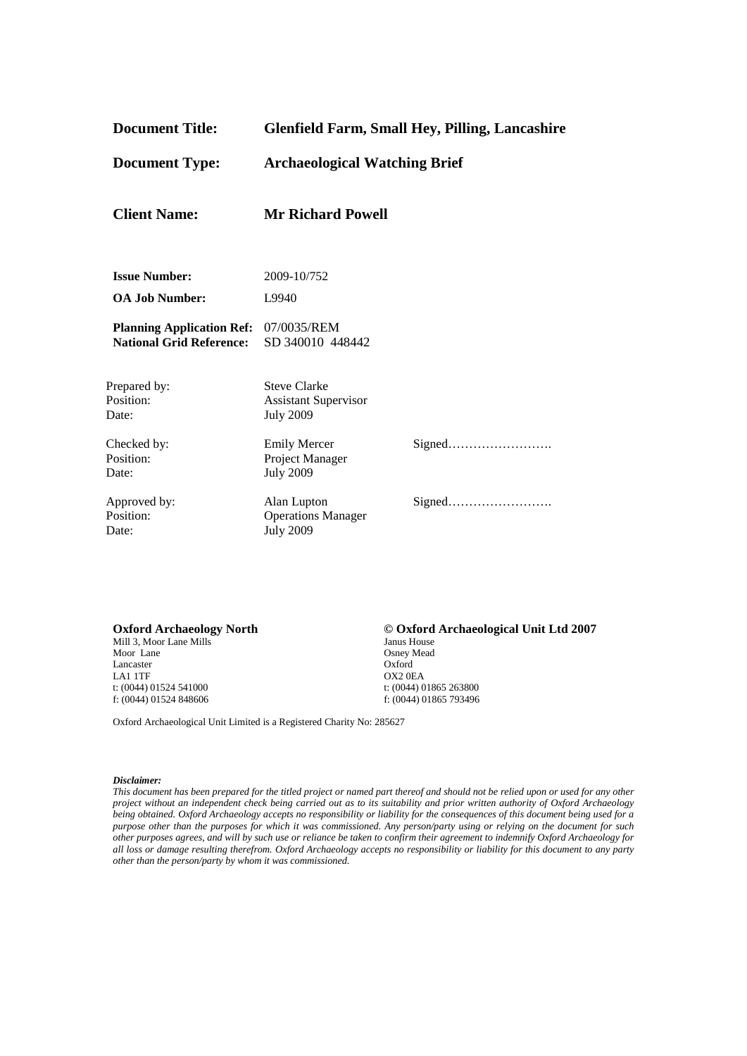| | | |
|---|---|---|
| **Document Title:** | **Glenfield Farm, Small Hey, Pilling, Lancashire** | |
| **Document Type:** | **Archaeological Watching Brief** | |
| **Client Name:** | **Mr Richard Powell** | |
| **Issue Number:** | 2009-10/752 | |
| **OA Job Number:** | L9940 | |
| **Planning Application Ref:** | 07/0035/REM | |
| **National Grid Reference:** | SD 340010 448442 | |
| Prepared by: | Steve Clarke | |
| Position: | Assistant Supervisor | |
| Date: | July 2009 | |
| Checked by: | Emily Mercer | Signed……………………. |
| Position: | Project Manager | |
| Date: | July 2009 | |
| Approved by: | Alan Lupton | Signed……………………. |
| Position: | Operations Manager | |
| Date: | July 2009 | |

**Oxford Archaeology North**
Mill 3, Moor Lane Mills
Moor Lane
Lancaster
LA1 1TF
t: (0044) 01524 541000
f: (0044) 01524 848606

**© Oxford Archaeological Unit Ltd 2007**
Janus House
Osney Mead
Oxford
OX2 0EA
t: (0044) 01865 263800
f: (0044) 01865 793496

Oxford Archaeological Unit Limited is a Registered Charity No: 285627

***Disclaimer:***

*This document has been prepared for the titled project or named part thereof and should not be relied upon or used for any other project without an independent check being carried out as to its suitability and prior written authority of Oxford Archaeology being obtained. Oxford Archaeology accepts no responsibility or liability for the consequences of this document being used for a purpose other than the purposes for which it was commissioned. Any person/party using or relying on the document for such other purposes agrees, and will by such use or reliance be taken to confirm their agreement to indemnify Oxford Archaeology for all loss or damage resulting therefrom. Oxford Archaeology accepts no responsibility or liability for this document to any party other than the person/party by whom it was commissioned.*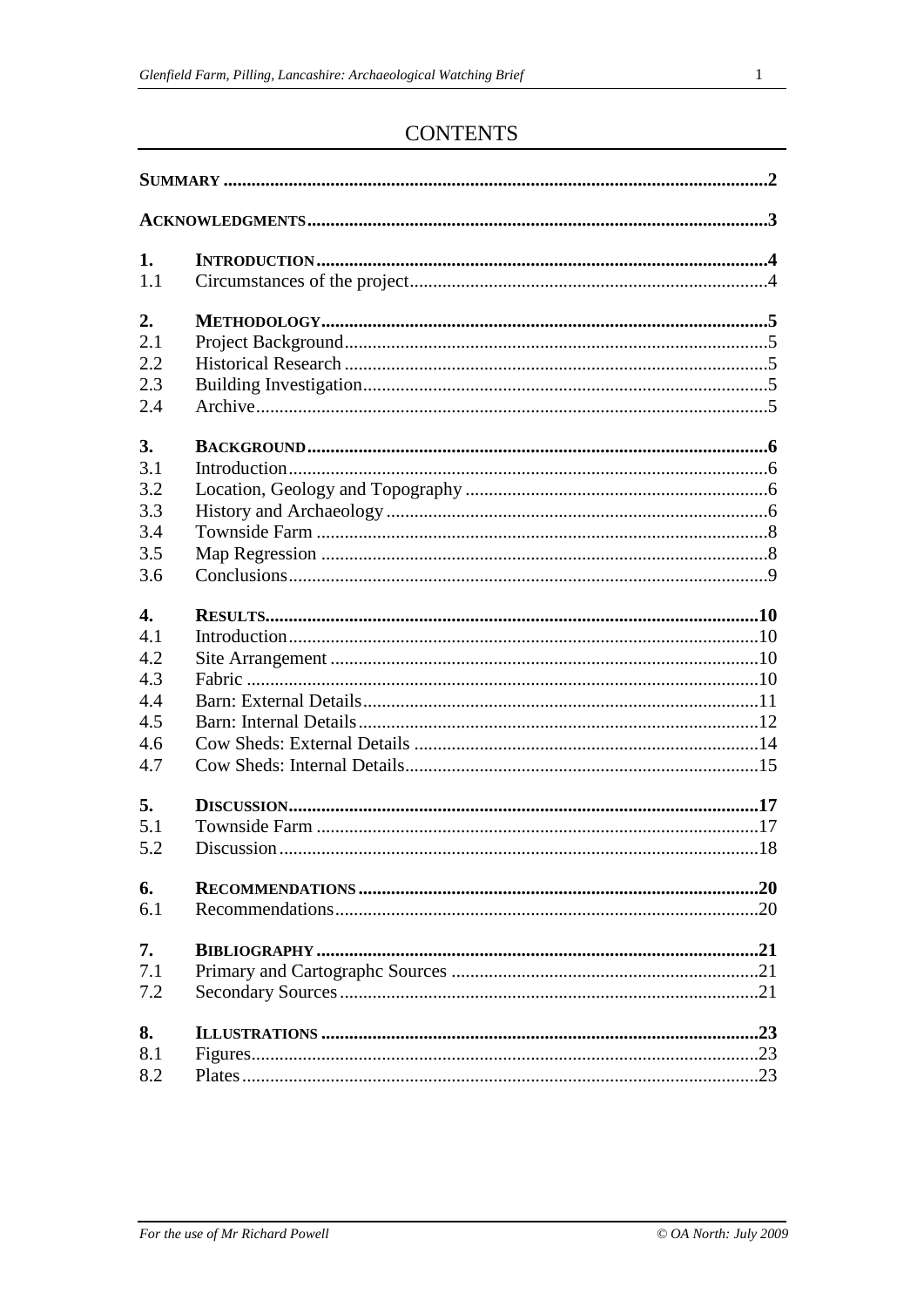# CONTENTS

| | | |
|---|---|---|
| **SUMMARY** | | **2** |
| **ACKNOWLEDGMENTS** | | **3** |
| **1.** | **INTRODUCTION** | **4** |
| 1.1 | Circumstances of the project | 4 |
| **2.** | **METHODOLOGY** | **5** |
| 2.1 | Project Background | 5 |
| 2.2 | Historical Research | 5 |
| 2.3 | Building Investigation | 5 |
| 2.4 | Archive | 5 |
| **3.** | **BACKGROUND** | **6** |
| 3.1 | Introduction | 6 |
| 3.2 | Location, Geology and Topography | 6 |
| 3.3 | History and Archaeology | 6 |
| 3.4 | Townside Farm | 8 |
| 3.5 | Map Regression | 8 |
| 3.6 | Conclusions | 9 |
| **4.** | **RESULTS** | **10** |
| 4.1 | Introduction | 10 |
| 4.2 | Site Arrangement | 10 |
| 4.3 | Fabric | 10 |
| 4.4 | Barn: External Details | 11 |
| 4.5 | Barn: Internal Details | 12 |
| 4.6 | Cow Sheds: External Details | 14 |
| 4.7 | Cow Sheds: Internal Details | 15 |
| **5.** | **DISCUSSION** | **17** |
| 5.1 | Townside Farm | 17 |
| 5.2 | Discussion | 18 |
| **6.** | **RECOMMENDATIONS** | **20** |
| 6.1 | Recommendations | 20 |
| **7.** | **BIBLIOGRAPHY** | **21** |
| 7.1 | Primary and Cartographc Sources | 21 |
| 7.2 | Secondary Sources | 21 |
| **8.** | **ILLUSTRATIONS** | **23** |
| 8.1 | Figures | 23 |
| 8.2 | Plates | 23 |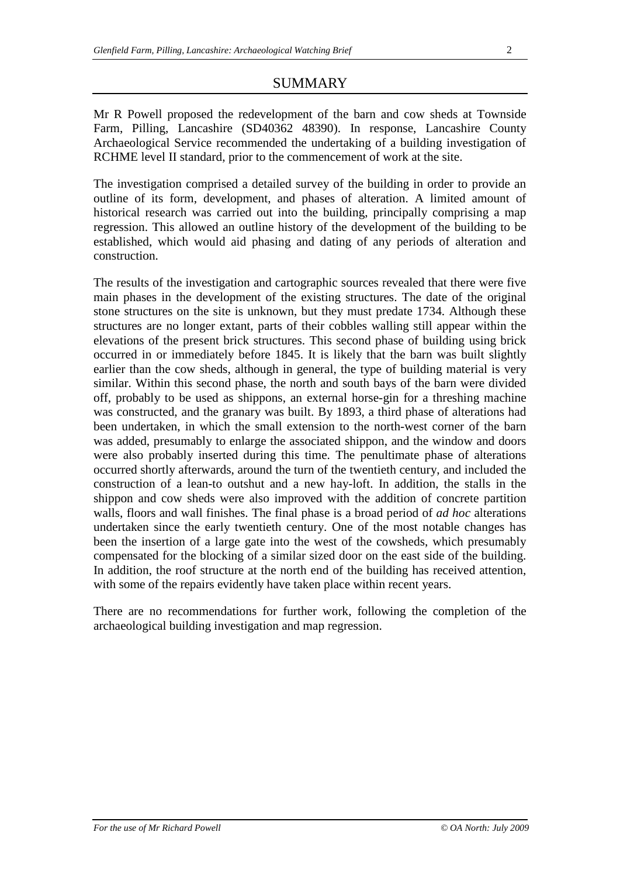## SUMMARY

Mr R Powell proposed the redevelopment of the barn and cow sheds at Townside Farm, Pilling, Lancashire (SD40362 48390). In response, Lancashire County Archaeological Service recommended the undertaking of a building investigation of RCHME level II standard, prior to the commencement of work at the site.

The investigation comprised a detailed survey of the building in order to provide an outline of its form, development, and phases of alteration. A limited amount of historical research was carried out into the building, principally comprising a map regression. This allowed an outline history of the development of the building to be established, which would aid phasing and dating of any periods of alteration and construction.

The results of the investigation and cartographic sources revealed that there were five main phases in the development of the existing structures. The date of the original stone structures on the site is unknown, but they must predate 1734. Although these structures are no longer extant, parts of their cobbles walling still appear within the elevations of the present brick structures. This second phase of building using brick occurred in or immediately before 1845. It is likely that the barn was built slightly earlier than the cow sheds, although in general, the type of building material is very similar. Within this second phase, the north and south bays of the barn were divided off, probably to be used as shippons, an external horse-gin for a threshing machine was constructed, and the granary was built. By 1893, a third phase of alterations had been undertaken, in which the small extension to the north-west corner of the barn was added, presumably to enlarge the associated shippon, and the window and doors were also probably inserted during this time. The penultimate phase of alterations occurred shortly afterwards, around the turn of the twentieth century, and included the construction of a lean-to outshut and a new hay-loft. In addition, the stalls in the shippon and cow sheds were also improved with the addition of concrete partition walls, floors and wall finishes. The final phase is a broad period of *ad hoc* alterations undertaken since the early twentieth century. One of the most notable changes has been the insertion of a large gate into the west of the cowsheds, which presumably compensated for the blocking of a similar sized door on the east side of the building. In addition, the roof structure at the north end of the building has received attention, with some of the repairs evidently have taken place within recent years.

There are no recommendations for further work, following the completion of the archaeological building investigation and map regression.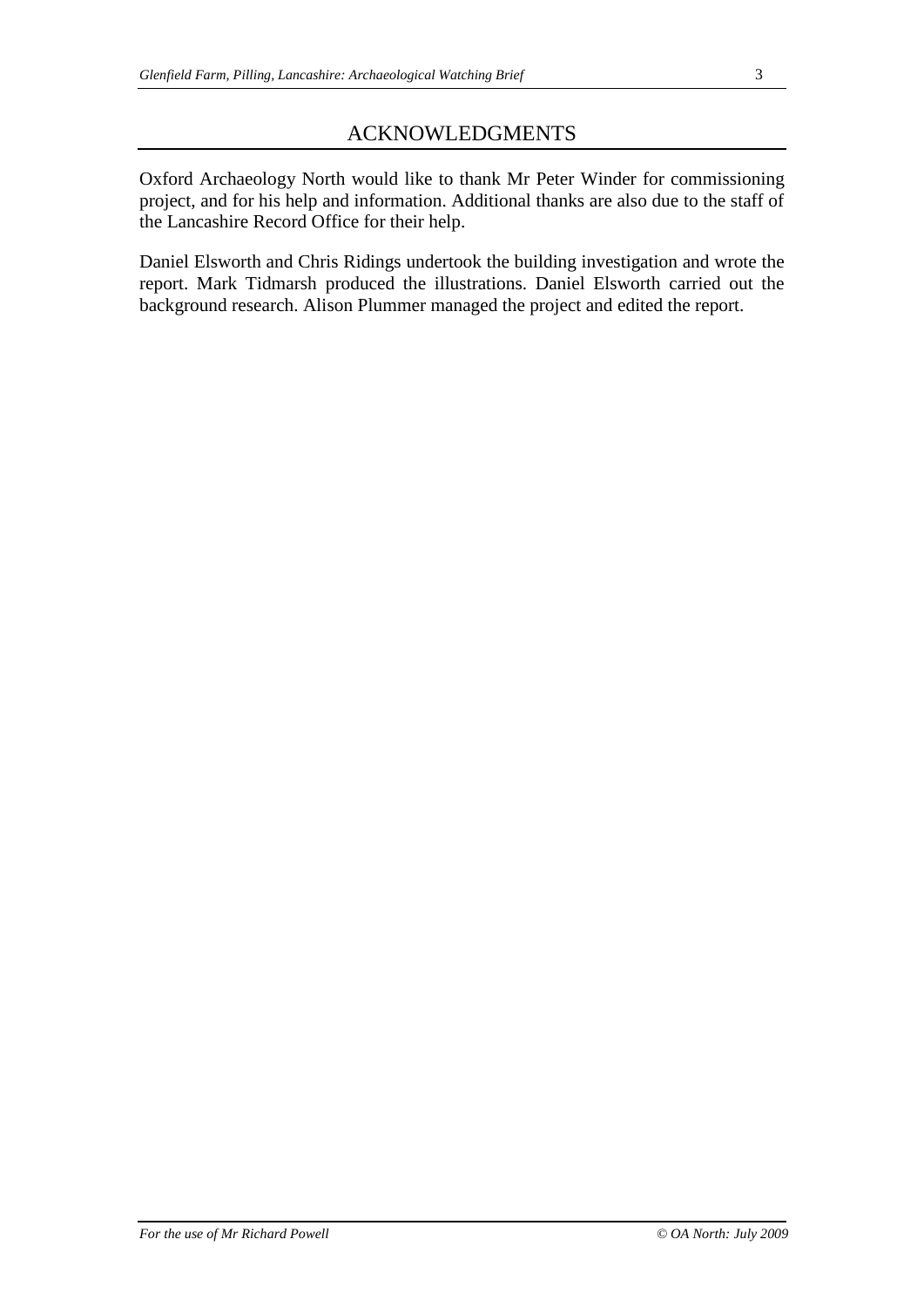## ACKNOWLEDGMENTS

Oxford Archaeology North would like to thank Mr Peter Winder for commissioning project, and for his help and information. Additional thanks are also due to the staff of the Lancashire Record Office for their help.

Daniel Elsworth and Chris Ridings undertook the building investigation and wrote the report. Mark Tidmarsh produced the illustrations. Daniel Elsworth carried out the background research. Alison Plummer managed the project and edited the report.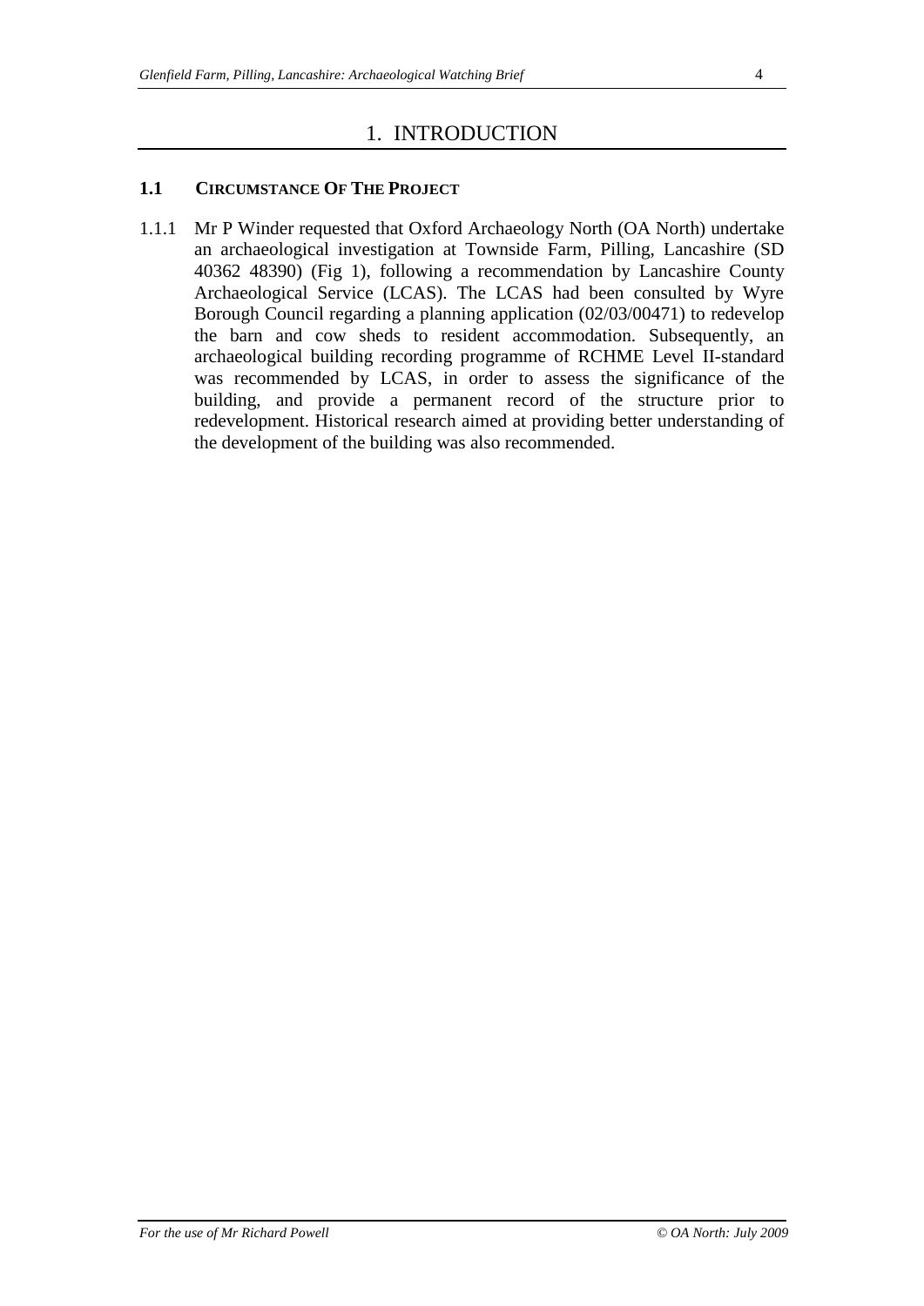# 1. INTRODUCTION

## 1.1 CIRCUMSTANCE OF THE PROJECT

1.1.1 Mr P Winder requested that Oxford Archaeology North (OA North) undertake an archaeological investigation at Townside Farm, Pilling, Lancashire (SD 40362 48390) (Fig 1), following a recommendation by Lancashire County Archaeological Service (LCAS). The LCAS had been consulted by Wyre Borough Council regarding a planning application (02/03/00471) to redevelop the barn and cow sheds to resident accommodation. Subsequently, an archaeological building recording programme of RCHME Level II-standard was recommended by LCAS, in order to assess the significance of the building, and provide a permanent record of the structure prior to redevelopment. Historical research aimed at providing better understanding of the development of the building was also recommended.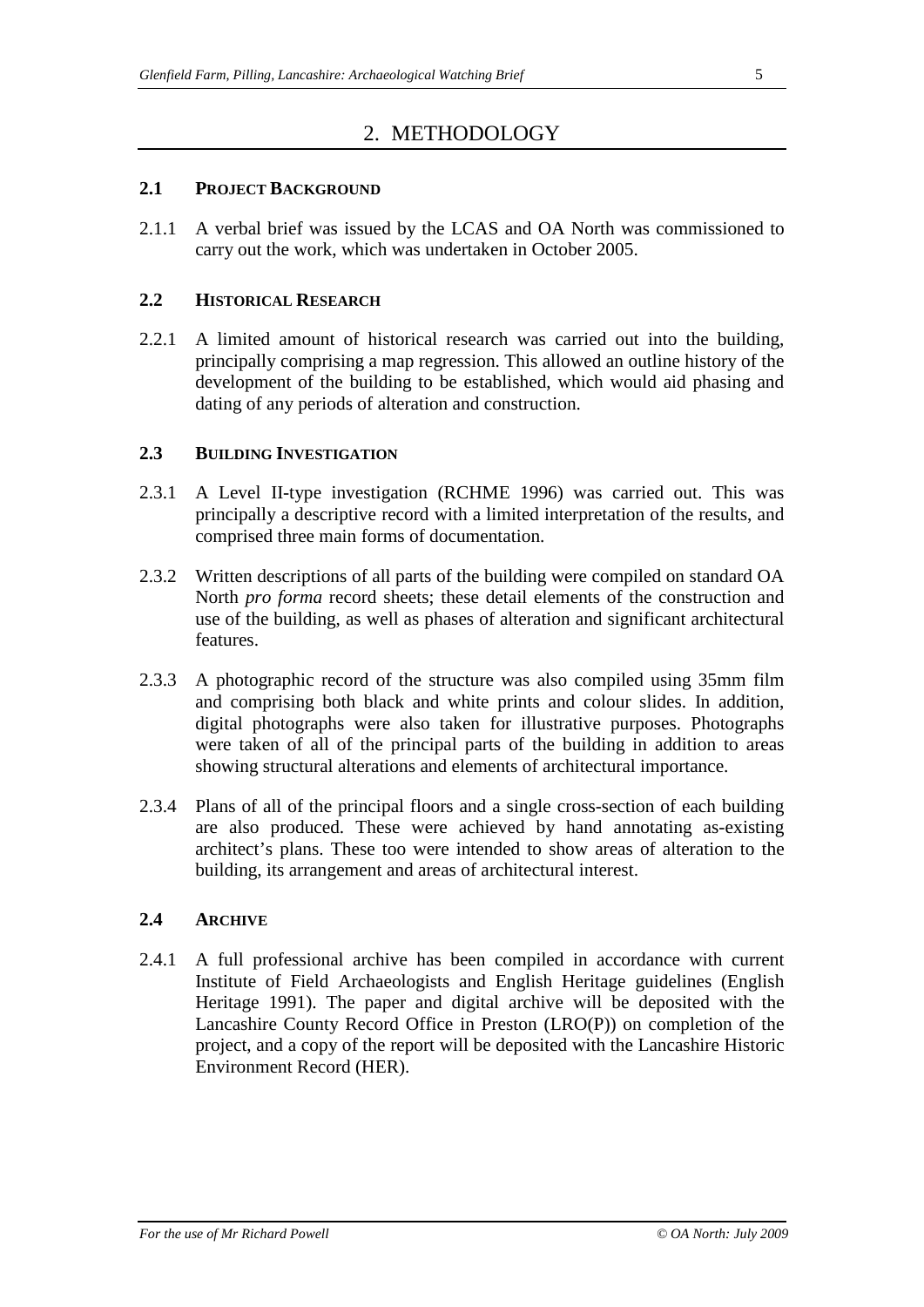# 2. METHODOLOGY

## 2.1 Project Background

2.1.1 A verbal brief was issued by the LCAS and OA North was commissioned to carry out the work, which was undertaken in October 2005.

## 2.2 Historical Research

2.2.1 A limited amount of historical research was carried out into the building, principally comprising a map regression. This allowed an outline history of the development of the building to be established, which would aid phasing and dating of any periods of alteration and construction.

## 2.3 Building Investigation

2.3.1 A Level II-type investigation (RCHME 1996) was carried out. This was principally a descriptive record with a limited interpretation of the results, and comprised three main forms of documentation.

2.3.2 Written descriptions of all parts of the building were compiled on standard OA North *pro forma* record sheets; these detail elements of the construction and use of the building, as well as phases of alteration and significant architectural features.

2.3.3 A photographic record of the structure was also compiled using 35mm film and comprising both black and white prints and colour slides. In addition, digital photographs were also taken for illustrative purposes. Photographs were taken of all of the principal parts of the building in addition to areas showing structural alterations and elements of architectural importance.

2.3.4 Plans of all of the principal floors and a single cross-section of each building are also produced. These were achieved by hand annotating as-existing architect's plans. These too were intended to show areas of alteration to the building, its arrangement and areas of architectural interest.

## 2.4 Archive

2.4.1 A full professional archive has been compiled in accordance with current Institute of Field Archaeologists and English Heritage guidelines (English Heritage 1991). The paper and digital archive will be deposited with the Lancashire County Record Office in Preston (LRO(P)) on completion of the project, and a copy of the report will be deposited with the Lancashire Historic Environment Record (HER).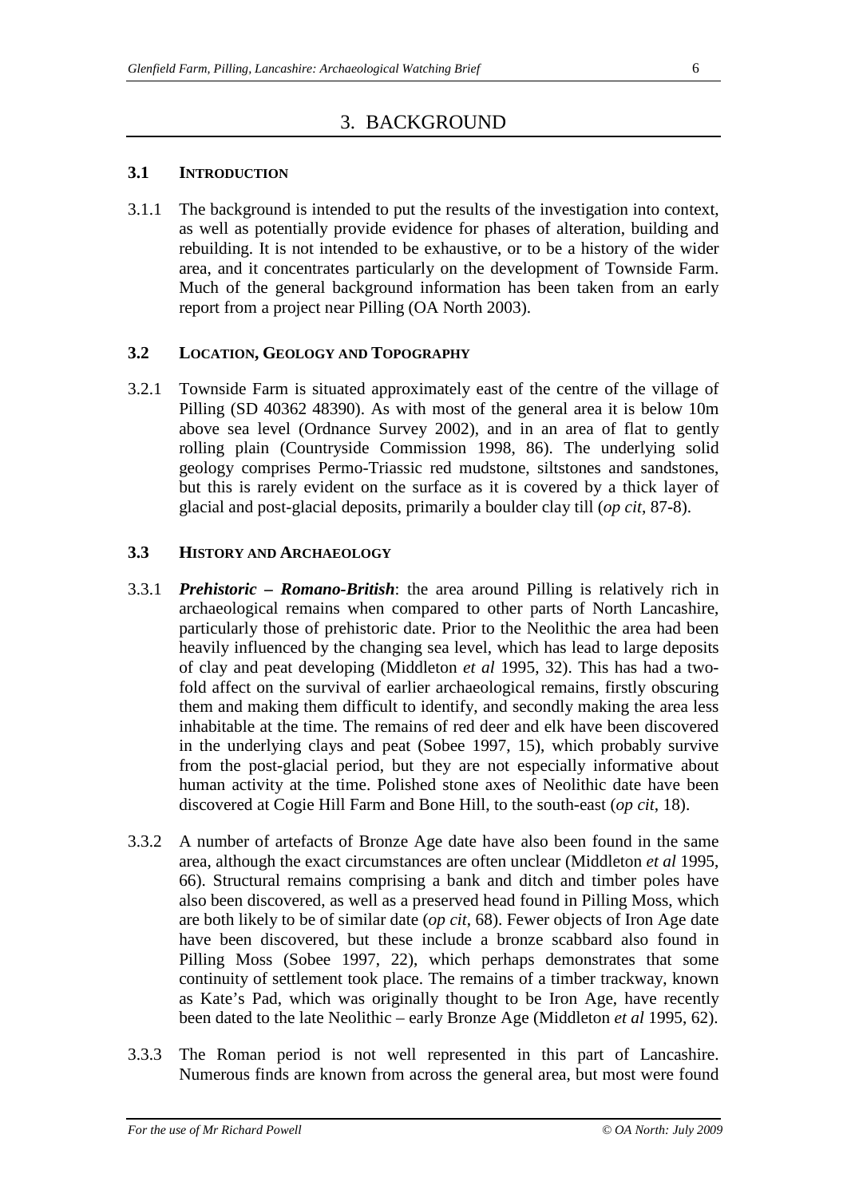# 3. BACKGROUND

## 3.1 INTRODUCTION

3.1.1 The background is intended to put the results of the investigation into context, as well as potentially provide evidence for phases of alteration, building and rebuilding. It is not intended to be exhaustive, or to be a history of the wider area, and it concentrates particularly on the development of Townside Farm. Much of the general background information has been taken from an early report from a project near Pilling (OA North 2003).

## 3.2 LOCATION, GEOLOGY AND TOPOGRAPHY

3.2.1 Townside Farm is situated approximately east of the centre of the village of Pilling (SD 40362 48390). As with most of the general area it is below 10m above sea level (Ordnance Survey 2002), and in an area of flat to gently rolling plain (Countryside Commission 1998, 86). The underlying solid geology comprises Permo-Triassic red mudstone, siltstones and sandstones, but this is rarely evident on the surface as it is covered by a thick layer of glacial and post-glacial deposits, primarily a boulder clay till (*op cit*, 87-8).

## 3.3 HISTORY AND ARCHAEOLOGY

3.3.1 ***Prehistoric – Romano-British***: the area around Pilling is relatively rich in archaeological remains when compared to other parts of North Lancashire, particularly those of prehistoric date. Prior to the Neolithic the area had been heavily influenced by the changing sea level, which has lead to large deposits of clay and peat developing (Middleton *et al* 1995, 32). This has had a two-fold affect on the survival of earlier archaeological remains, firstly obscuring them and making them difficult to identify, and secondly making the area less inhabitable at the time. The remains of red deer and elk have been discovered in the underlying clays and peat (Sobee 1997, 15), which probably survive from the post-glacial period, but they are not especially informative about human activity at the time. Polished stone axes of Neolithic date have been discovered at Cogie Hill Farm and Bone Hill, to the south-east (*op cit*, 18).

3.3.2 A number of artefacts of Bronze Age date have also been found in the same area, although the exact circumstances are often unclear (Middleton *et al* 1995, 66). Structural remains comprising a bank and ditch and timber poles have also been discovered, as well as a preserved head found in Pilling Moss, which are both likely to be of similar date (*op cit*, 68). Fewer objects of Iron Age date have been discovered, but these include a bronze scabbard also found in Pilling Moss (Sobee 1997, 22), which perhaps demonstrates that some continuity of settlement took place. The remains of a timber trackway, known as Kate's Pad, which was originally thought to be Iron Age, have recently been dated to the late Neolithic – early Bronze Age (Middleton *et al* 1995, 62).

3.3.3 The Roman period is not well represented in this part of Lancashire. Numerous finds are known from across the general area, but most were found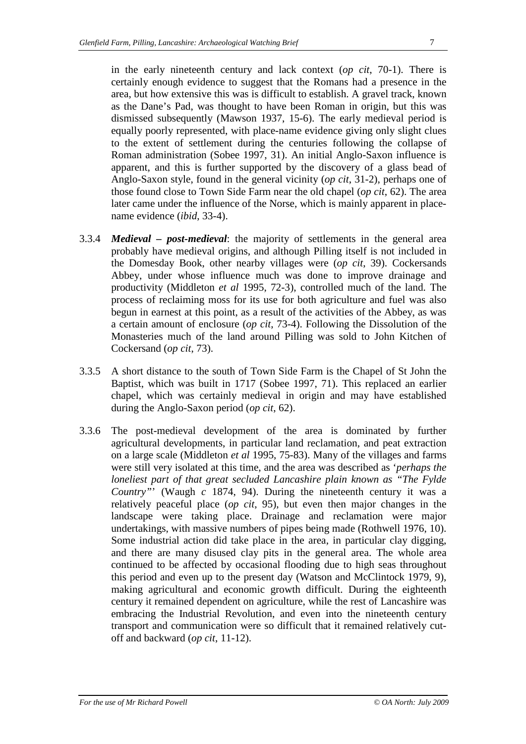in the early nineteenth century and lack context (*op cit*, 70-1). There is certainly enough evidence to suggest that the Romans had a presence in the area, but how extensive this was is difficult to establish. A gravel track, known as the Dane's Pad, was thought to have been Roman in origin, but this was dismissed subsequently (Mawson 1937, 15-6). The early medieval period is equally poorly represented, with place-name evidence giving only slight clues to the extent of settlement during the centuries following the collapse of Roman administration (Sobee 1997, 31). An initial Anglo-Saxon influence is apparent, and this is further supported by the discovery of a glass bead of Anglo-Saxon style, found in the general vicinity (*op cit*, 31-2), perhaps one of those found close to Town Side Farm near the old chapel (*op cit*, 62). The area later came under the influence of the Norse, which is mainly apparent in place-name evidence (*ibid*, 33-4).

3.3.4 ***Medieval – post-medieval***: the majority of settlements in the general area probably have medieval origins, and although Pilling itself is not included in the Domesday Book, other nearby villages were (*op cit*, 39). Cockersands Abbey, under whose influence much was done to improve drainage and productivity (Middleton *et al* 1995, 72-3), controlled much of the land. The process of reclaiming moss for its use for both agriculture and fuel was also begun in earnest at this point, as a result of the activities of the Abbey, as was a certain amount of enclosure (*op cit*, 73-4). Following the Dissolution of the Monasteries much of the land around Pilling was sold to John Kitchen of Cockersand (*op cit*, 73).

3.3.5 A short distance to the south of Town Side Farm is the Chapel of St John the Baptist, which was built in 1717 (Sobee 1997, 71). This replaced an earlier chapel, which was certainly medieval in origin and may have established during the Anglo-Saxon period (*op cit*, 62).

3.3.6 The post-medieval development of the area is dominated by further agricultural developments, in particular land reclamation, and peat extraction on a large scale (Middleton *et al* 1995, 75-83). Many of the villages and farms were still very isolated at this time, and the area was described as '*perhaps the loneliest part of that great secluded Lancashire plain known as "The Fylde Country"*' (Waugh *c* 1874, 94). During the nineteenth century it was a relatively peaceful place (*op cit*, 95), but even then major changes in the landscape were taking place. Drainage and reclamation were major undertakings, with massive numbers of pipes being made (Rothwell 1976, 10). Some industrial action did take place in the area, in particular clay digging, and there are many disused clay pits in the general area. The whole area continued to be affected by occasional flooding due to high seas throughout this period and even up to the present day (Watson and McClintock 1979, 9), making agricultural and economic growth difficult. During the eighteenth century it remained dependent on agriculture, while the rest of Lancashire was embracing the Industrial Revolution, and even into the nineteenth century transport and communication were so difficult that it remained relatively cut-off and backward (*op cit*, 11-12).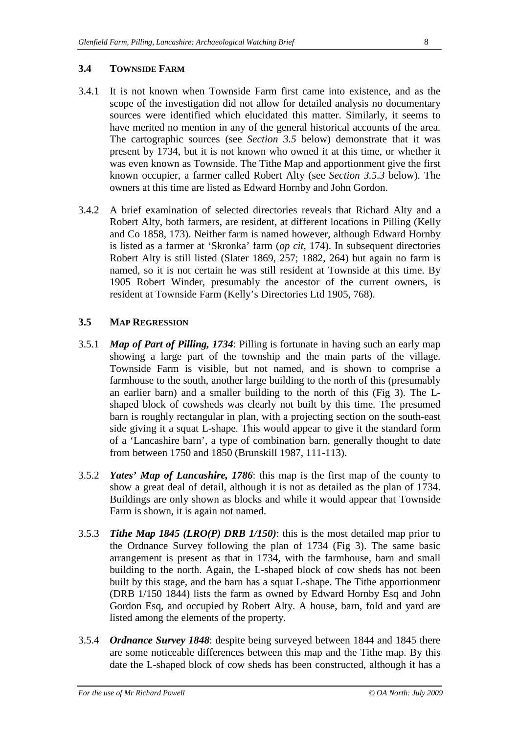### 3.4 Townside Farm

3.4.1 It is not known when Townside Farm first came into existence, and as the scope of the investigation did not allow for detailed analysis no documentary sources were identified which elucidated this matter. Similarly, it seems to have merited no mention in any of the general historical accounts of the area. The cartographic sources (see *Section 3.5* below) demonstrate that it was present by 1734, but it is not known who owned it at this time, or whether it was even known as Townside. The Tithe Map and apportionment give the first known occupier, a farmer called Robert Alty (see *Section 3.5.3* below). The owners at this time are listed as Edward Hornby and John Gordon.

3.4.2 A brief examination of selected directories reveals that Richard Alty and a Robert Alty, both farmers, are resident, at different locations in Pilling (Kelly and Co 1858, 173). Neither farm is named however, although Edward Hornby is listed as a farmer at 'Skronka' farm (*op cit*, 174). In subsequent directories Robert Alty is still listed (Slater 1869, 257; 1882, 264) but again no farm is named, so it is not certain he was still resident at Townside at this time. By 1905 Robert Winder, presumably the ancestor of the current owners, is resident at Townside Farm (Kelly's Directories Ltd 1905, 768).

### 3.5 Map Regression

3.5.1 ***Map of Part of Pilling, 1734***: Pilling is fortunate in having such an early map showing a large part of the township and the main parts of the village. Townside Farm is visible, but not named, and is shown to comprise a farmhouse to the south, another large building to the north of this (presumably an earlier barn) and a smaller building to the north of this (Fig 3). The L-shaped block of cowsheds was clearly not built by this time. The presumed barn is roughly rectangular in plan, with a projecting section on the south-east side giving it a squat L-shape. This would appear to give it the standard form of a 'Lancashire barn', a type of combination barn, generally thought to date from between 1750 and 1850 (Brunskill 1987, 111-113).

3.5.2 ***Yates' Map of Lancashire, 1786***: this map is the first map of the county to show a great deal of detail, although it is not as detailed as the plan of 1734. Buildings are only shown as blocks and while it would appear that Townside Farm is shown, it is again not named.

3.5.3 ***Tithe Map 1845 (LRO(P) DRB 1/150)***: this is the most detailed map prior to the Ordnance Survey following the plan of 1734 (Fig 3). The same basic arrangement is present as that in 1734, with the farmhouse, barn and small building to the north. Again, the L-shaped block of cow sheds has not been built by this stage, and the barn has a squat L-shape. The Tithe apportionment (DRB 1/150 1844) lists the farm as owned by Edward Hornby Esq and John Gordon Esq, and occupied by Robert Alty. A house, barn, fold and yard are listed among the elements of the property.

3.5.4 ***Ordnance Survey 1848***: despite being surveyed between 1844 and 1845 there are some noticeable differences between this map and the Tithe map. By this date the L-shaped block of cow sheds has been constructed, although it has a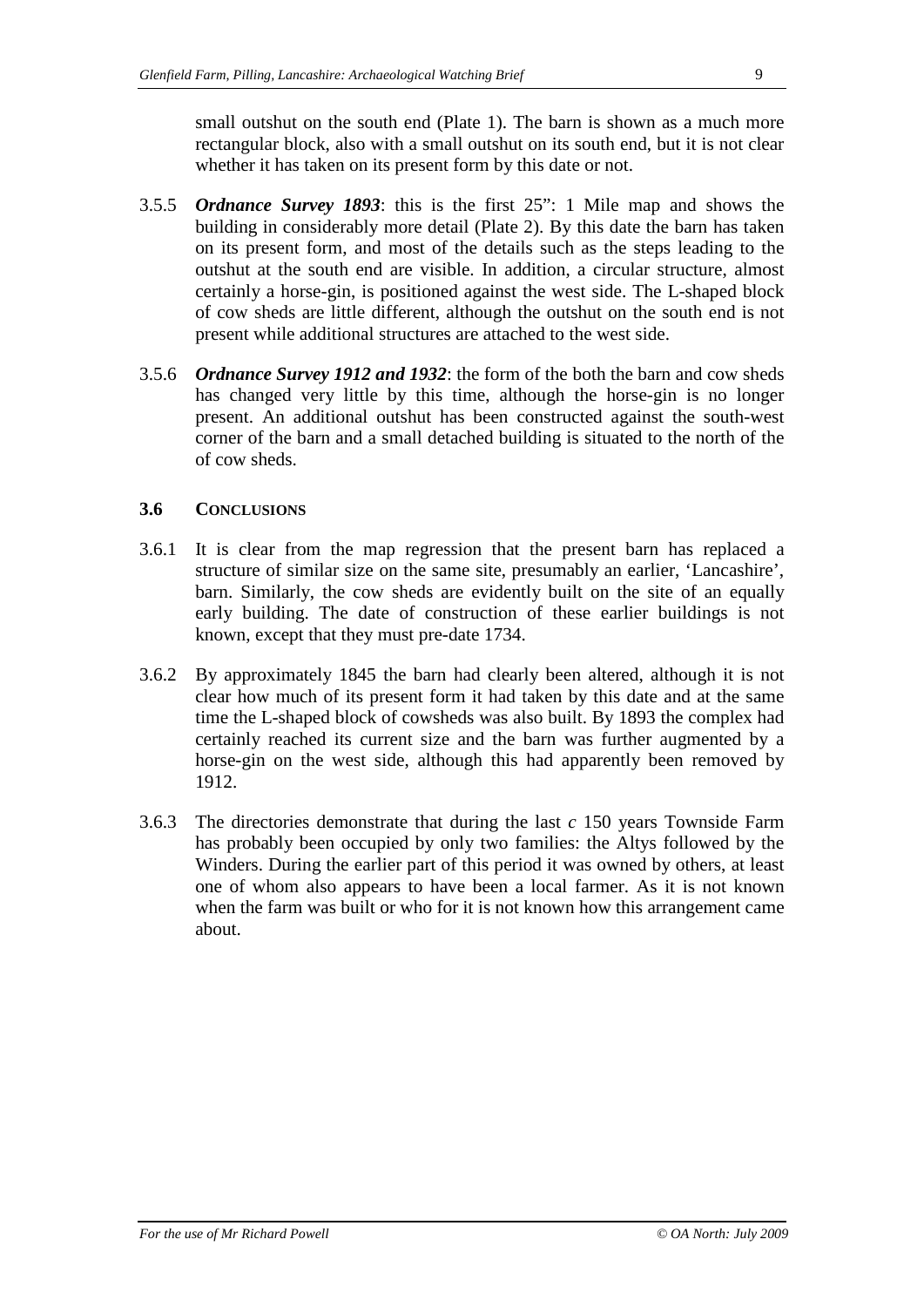small outshut on the south end (Plate 1). The barn is shown as a much more rectangular block, also with a small outshut on its south end, but it is not clear whether it has taken on its present form by this date or not.

3.5.5 ***Ordnance Survey 1893***: this is the first 25": 1 Mile map and shows the building in considerably more detail (Plate 2). By this date the barn has taken on its present form, and most of the details such as the steps leading to the outshut at the south end are visible. In addition, a circular structure, almost certainly a horse-gin, is positioned against the west side. The L-shaped block of cow sheds are little different, although the outshut on the south end is not present while additional structures are attached to the west side.

3.5.6 ***Ordnance Survey 1912 and 1932***: the form of the both the barn and cow sheds has changed very little by this time, although the horse-gin is no longer present. An additional outshut has been constructed against the south-west corner of the barn and a small detached building is situated to the north of the of cow sheds.

### 3.6 CONCLUSIONS

3.6.1 It is clear from the map regression that the present barn has replaced a structure of similar size on the same site, presumably an earlier, 'Lancashire', barn. Similarly, the cow sheds are evidently built on the site of an equally early building. The date of construction of these earlier buildings is not known, except that they must pre-date 1734.

3.6.2 By approximately 1845 the barn had clearly been altered, although it is not clear how much of its present form it had taken by this date and at the same time the L-shaped block of cowsheds was also built. By 1893 the complex had certainly reached its current size and the barn was further augmented by a horse-gin on the west side, although this had apparently been removed by 1912.

3.6.3 The directories demonstrate that during the last *c* 150 years Townside Farm has probably been occupied by only two families: the Altys followed by the Winders. During the earlier part of this period it was owned by others, at least one of whom also appears to have been a local farmer. As it is not known when the farm was built or who for it is not known how this arrangement came about.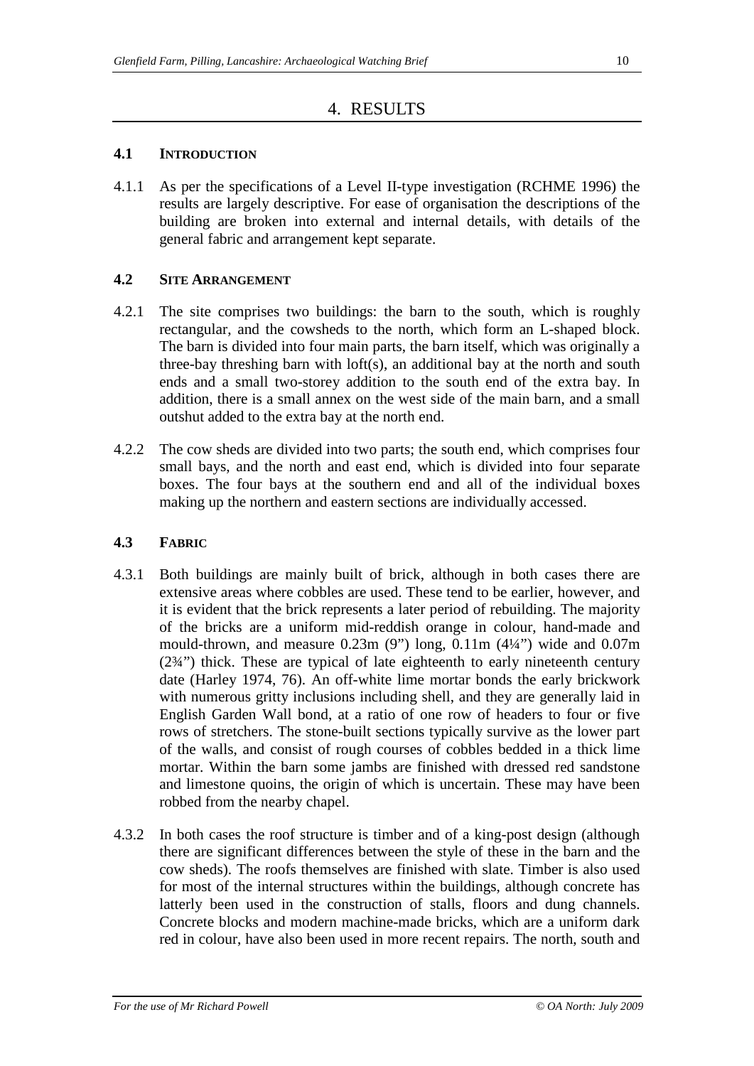# 4. RESULTS

## 4.1 INTRODUCTION

4.1.1 As per the specifications of a Level II-type investigation (RCHME 1996) the results are largely descriptive. For ease of organisation the descriptions of the building are broken into external and internal details, with details of the general fabric and arrangement kept separate.

## 4.2 SITE ARRANGEMENT

4.2.1 The site comprises two buildings: the barn to the south, which is roughly rectangular, and the cowsheds to the north, which form an L-shaped block. The barn is divided into four main parts, the barn itself, which was originally a three-bay threshing barn with loft(s), an additional bay at the north and south ends and a small two-storey addition to the south end of the extra bay. In addition, there is a small annex on the west side of the main barn, and a small outshut added to the extra bay at the north end.

4.2.2 The cow sheds are divided into two parts; the south end, which comprises four small bays, and the north and east end, which is divided into four separate boxes. The four bays at the southern end and all of the individual boxes making up the northern and eastern sections are individually accessed.

## 4.3 FABRIC

4.3.1 Both buildings are mainly built of brick, although in both cases there are extensive areas where cobbles are used. These tend to be earlier, however, and it is evident that the brick represents a later period of rebuilding. The majority of the bricks are a uniform mid-reddish orange in colour, hand-made and mould-thrown, and measure 0.23m (9") long, 0.11m (4¼") wide and 0.07m (2¾") thick. These are typical of late eighteenth to early nineteenth century date (Harley 1974, 76). An off-white lime mortar bonds the early brickwork with numerous gritty inclusions including shell, and they are generally laid in English Garden Wall bond, at a ratio of one row of headers to four or five rows of stretchers. The stone-built sections typically survive as the lower part of the walls, and consist of rough courses of cobbles bedded in a thick lime mortar. Within the barn some jambs are finished with dressed red sandstone and limestone quoins, the origin of which is uncertain. These may have been robbed from the nearby chapel.

4.3.2 In both cases the roof structure is timber and of a king-post design (although there are significant differences between the style of these in the barn and the cow sheds). The roofs themselves are finished with slate. Timber is also used for most of the internal structures within the buildings, although concrete has latterly been used in the construction of stalls, floors and dung channels. Concrete blocks and modern machine-made bricks, which are a uniform dark red in colour, have also been used in more recent repairs. The north, south and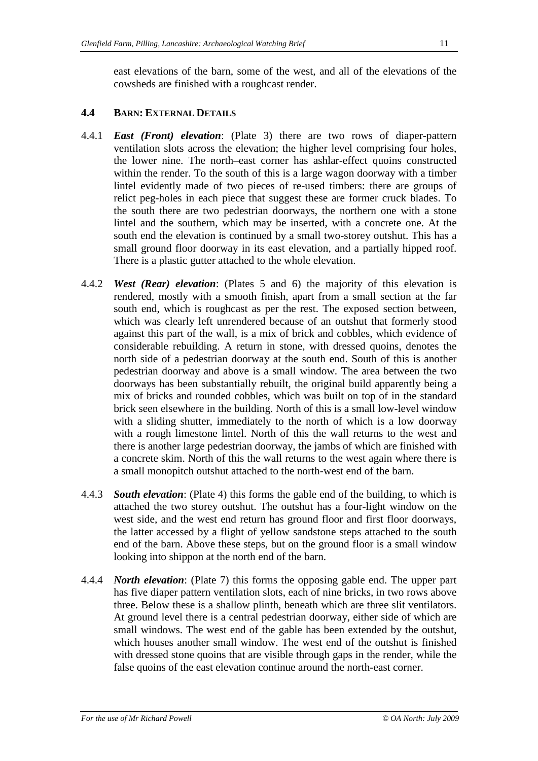east elevations of the barn, some of the west, and all of the elevations of the cowsheds are finished with a roughcast render.

## 4.4 BARN: EXTERNAL DETAILS

4.4.1 ***East (Front) elevation***: (Plate 3) there are two rows of diaper-pattern ventilation slots across the elevation; the higher level comprising four holes, the lower nine. The north–east corner has ashlar-effect quoins constructed within the render. To the south of this is a large wagon doorway with a timber lintel evidently made of two pieces of re-used timbers: there are groups of relict peg-holes in each piece that suggest these are former cruck blades. To the south there are two pedestrian doorways, the northern one with a stone lintel and the southern, which may be inserted, with a concrete one. At the south end the elevation is continued by a small two-storey outshut. This has a small ground floor doorway in its east elevation, and a partially hipped roof. There is a plastic gutter attached to the whole elevation.

4.4.2 ***West (Rear) elevation***: (Plates 5 and 6) the majority of this elevation is rendered, mostly with a smooth finish, apart from a small section at the far south end, which is roughcast as per the rest. The exposed section between, which was clearly left unrendered because of an outshut that formerly stood against this part of the wall, is a mix of brick and cobbles, which evidence of considerable rebuilding. A return in stone, with dressed quoins, denotes the north side of a pedestrian doorway at the south end. South of this is another pedestrian doorway and above is a small window. The area between the two doorways has been substantially rebuilt, the original build apparently being a mix of bricks and rounded cobbles, which was built on top of in the standard brick seen elsewhere in the building. North of this is a small low-level window with a sliding shutter, immediately to the north of which is a low doorway with a rough limestone lintel. North of this the wall returns to the west and there is another large pedestrian doorway, the jambs of which are finished with a concrete skim. North of this the wall returns to the west again where there is a small monopitch outshut attached to the north-west end of the barn.

4.4.3 ***South elevation***: (Plate 4) this forms the gable end of the building, to which is attached the two storey outshut. The outshut has a four-light window on the west side, and the west end return has ground floor and first floor doorways, the latter accessed by a flight of yellow sandstone steps attached to the south end of the barn. Above these steps, but on the ground floor is a small window looking into shippon at the north end of the barn.

4.4.4 ***North elevation***: (Plate 7) this forms the opposing gable end. The upper part has five diaper pattern ventilation slots, each of nine bricks, in two rows above three. Below these is a shallow plinth, beneath which are three slit ventilators. At ground level there is a central pedestrian doorway, either side of which are small windows. The west end of the gable has been extended by the outshut, which houses another small window. The west end of the outshut is finished with dressed stone quoins that are visible through gaps in the render, while the false quoins of the east elevation continue around the north-east corner.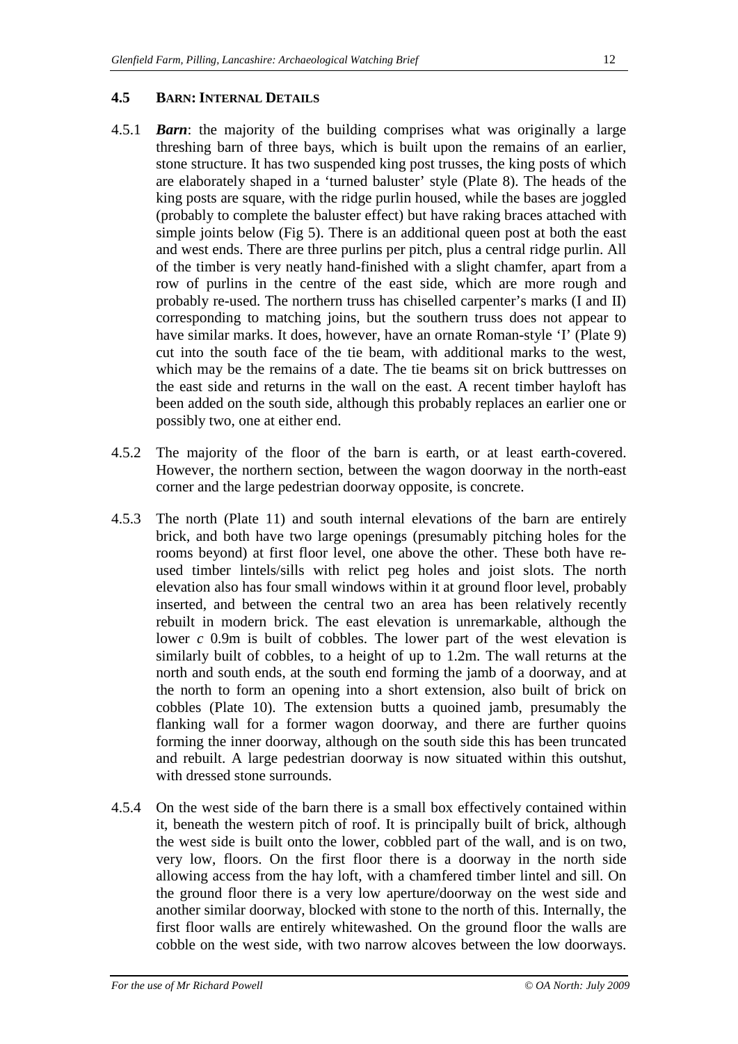### 4.5 BARN: INTERNAL DETAILS

4.5.1 ***Barn***: the majority of the building comprises what was originally a large threshing barn of three bays, which is built upon the remains of an earlier, stone structure. It has two suspended king post trusses, the king posts of which are elaborately shaped in a 'turned baluster' style (Plate 8). The heads of the king posts are square, with the ridge purlin housed, while the bases are joggled (probably to complete the baluster effect) but have raking braces attached with simple joints below (Fig 5). There is an additional queen post at both the east and west ends. There are three purlins per pitch, plus a central ridge purlin. All of the timber is very neatly hand-finished with a slight chamfer, apart from a row of purlins in the centre of the east side, which are more rough and probably re-used. The northern truss has chiselled carpenter's marks (I and II) corresponding to matching joins, but the southern truss does not appear to have similar marks. It does, however, have an ornate Roman-style 'I' (Plate 9) cut into the south face of the tie beam, with additional marks to the west, which may be the remains of a date. The tie beams sit on brick buttresses on the east side and returns in the wall on the east. A recent timber hayloft has been added on the south side, although this probably replaces an earlier one or possibly two, one at either end.

4.5.2 The majority of the floor of the barn is earth, or at least earth-covered. However, the northern section, between the wagon doorway in the north-east corner and the large pedestrian doorway opposite, is concrete.

4.5.3 The north (Plate 11) and south internal elevations of the barn are entirely brick, and both have two large openings (presumably pitching holes for the rooms beyond) at first floor level, one above the other. These both have re-used timber lintels/sills with relict peg holes and joist slots. The north elevation also has four small windows within it at ground floor level, probably inserted, and between the central two an area has been relatively recently rebuilt in modern brick. The east elevation is unremarkable, although the lower *c* 0.9m is built of cobbles. The lower part of the west elevation is similarly built of cobbles, to a height of up to 1.2m. The wall returns at the north and south ends, at the south end forming the jamb of a doorway, and at the north to form an opening into a short extension, also built of brick on cobbles (Plate 10). The extension butts a quoined jamb, presumably the flanking wall for a former wagon doorway, and there are further quoins forming the inner doorway, although on the south side this has been truncated and rebuilt. A large pedestrian doorway is now situated within this outshut, with dressed stone surrounds.

4.5.4 On the west side of the barn there is a small box effectively contained within it, beneath the western pitch of roof. It is principally built of brick, although the west side is built onto the lower, cobbled part of the wall, and is on two, very low, floors. On the first floor there is a doorway in the north side allowing access from the hay loft, with a chamfered timber lintel and sill. On the ground floor there is a very low aperture/doorway on the west side and another similar doorway, blocked with stone to the north of this. Internally, the first floor walls are entirely whitewashed. On the ground floor the walls are cobble on the west side, with two narrow alcoves between the low doorways.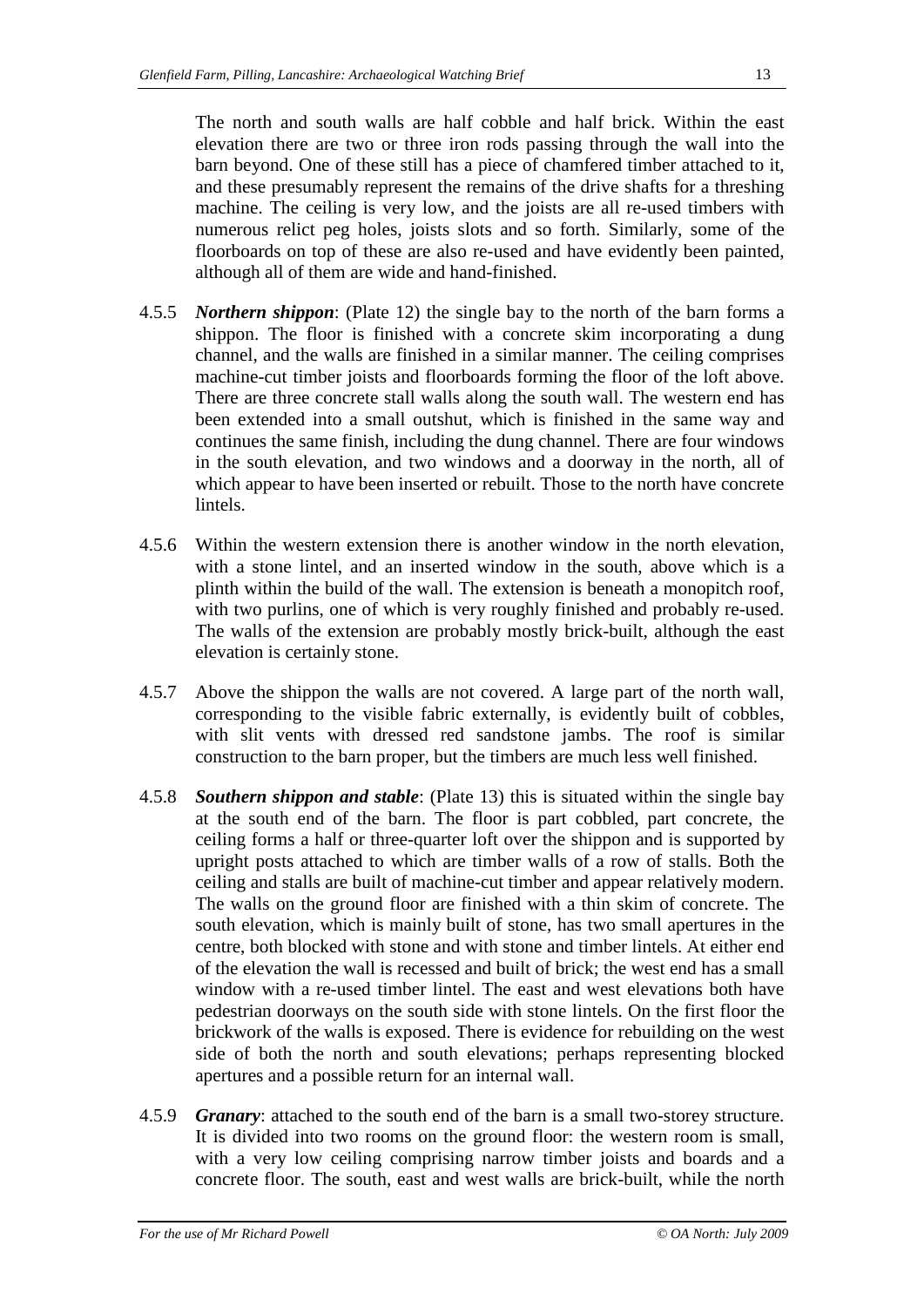The north and south walls are half cobble and half brick. Within the east elevation there are two or three iron rods passing through the wall into the barn beyond. One of these still has a piece of chamfered timber attached to it, and these presumably represent the remains of the drive shafts for a threshing machine. The ceiling is very low, and the joists are all re-used timbers with numerous relict peg holes, joists slots and so forth. Similarly, some of the floorboards on top of these are also re-used and have evidently been painted, although all of them are wide and hand-finished.

4.5.5 ***Northern shippon***: (Plate 12) the single bay to the north of the barn forms a shippon. The floor is finished with a concrete skim incorporating a dung channel, and the walls are finished in a similar manner. The ceiling comprises machine-cut timber joists and floorboards forming the floor of the loft above. There are three concrete stall walls along the south wall. The western end has been extended into a small outshut, which is finished in the same way and continues the same finish, including the dung channel. There are four windows in the south elevation, and two windows and a doorway in the north, all of which appear to have been inserted or rebuilt. Those to the north have concrete lintels.

4.5.6 Within the western extension there is another window in the north elevation, with a stone lintel, and an inserted window in the south, above which is a plinth within the build of the wall. The extension is beneath a monopitch roof, with two purlins, one of which is very roughly finished and probably re-used. The walls of the extension are probably mostly brick-built, although the east elevation is certainly stone.

4.5.7 Above the shippon the walls are not covered. A large part of the north wall, corresponding to the visible fabric externally, is evidently built of cobbles, with slit vents with dressed red sandstone jambs. The roof is similar construction to the barn proper, but the timbers are much less well finished.

4.5.8 ***Southern shippon and stable***: (Plate 13) this is situated within the single bay at the south end of the barn. The floor is part cobbled, part concrete, the ceiling forms a half or three-quarter loft over the shippon and is supported by upright posts attached to which are timber walls of a row of stalls. Both the ceiling and stalls are built of machine-cut timber and appear relatively modern. The walls on the ground floor are finished with a thin skim of concrete. The south elevation, which is mainly built of stone, has two small apertures in the centre, both blocked with stone and with stone and timber lintels. At either end of the elevation the wall is recessed and built of brick; the west end has a small window with a re-used timber lintel. The east and west elevations both have pedestrian doorways on the south side with stone lintels. On the first floor the brickwork of the walls is exposed. There is evidence for rebuilding on the west side of both the north and south elevations; perhaps representing blocked apertures and a possible return for an internal wall.

4.5.9 ***Granary***: attached to the south end of the barn is a small two-storey structure. It is divided into two rooms on the ground floor: the western room is small, with a very low ceiling comprising narrow timber joists and boards and a concrete floor. The south, east and west walls are brick-built, while the north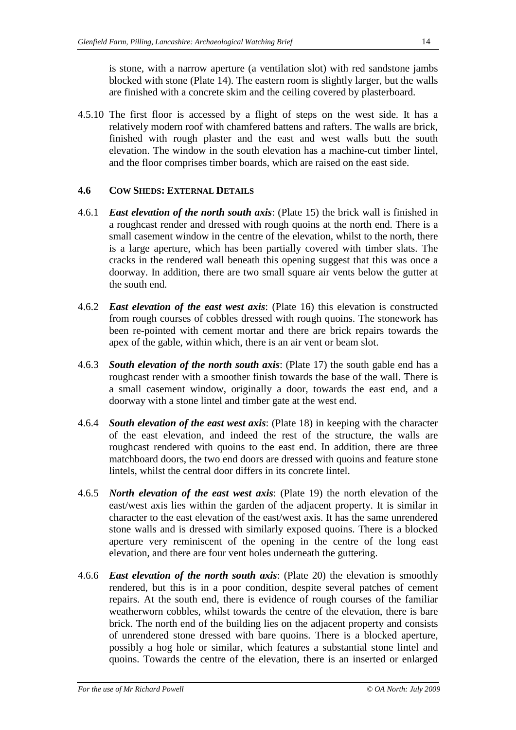is stone, with a narrow aperture (a ventilation slot) with red sandstone jambs blocked with stone (Plate 14). The eastern room is slightly larger, but the walls are finished with a concrete skim and the ceiling covered by plasterboard.

4.5.10 The first floor is accessed by a flight of steps on the west side. It has a relatively modern roof with chamfered battens and rafters. The walls are brick, finished with rough plaster and the east and west walls butt the south elevation. The window in the south elevation has a machine-cut timber lintel, and the floor comprises timber boards, which are raised on the east side.

### 4.6 Cow Sheds: External Details

4.6.1 ***East elevation of the north south axis***: (Plate 15) the brick wall is finished in a roughcast render and dressed with rough quoins at the north end. There is a small casement window in the centre of the elevation, whilst to the north, there is a large aperture, which has been partially covered with timber slats. The cracks in the rendered wall beneath this opening suggest that this was once a doorway. In addition, there are two small square air vents below the gutter at the south end.

4.6.2 ***East elevation of the east west axis***: (Plate 16) this elevation is constructed from rough courses of cobbles dressed with rough quoins. The stonework has been re-pointed with cement mortar and there are brick repairs towards the apex of the gable, within which, there is an air vent or beam slot.

4.6.3 ***South elevation of the north south axis***: (Plate 17) the south gable end has a roughcast render with a smoother finish towards the base of the wall. There is a small casement window, originally a door, towards the east end, and a doorway with a stone lintel and timber gate at the west end.

4.6.4 ***South elevation of the east west axis***: (Plate 18) in keeping with the character of the east elevation, and indeed the rest of the structure, the walls are roughcast rendered with quoins to the east end. In addition, there are three matchboard doors, the two end doors are dressed with quoins and feature stone lintels, whilst the central door differs in its concrete lintel.

4.6.5 ***North elevation of the east west axis***: (Plate 19) the north elevation of the east/west axis lies within the garden of the adjacent property. It is similar in character to the east elevation of the east/west axis. It has the same unrendered stone walls and is dressed with similarly exposed quoins. There is a blocked aperture very reminiscent of the opening in the centre of the long east elevation, and there are four vent holes underneath the guttering.

4.6.6 ***East elevation of the north south axis***: (Plate 20) the elevation is smoothly rendered, but this is in a poor condition, despite several patches of cement repairs. At the south end, there is evidence of rough courses of the familiar weatherworn cobbles, whilst towards the centre of the elevation, there is bare brick. The north end of the building lies on the adjacent property and consists of unrendered stone dressed with bare quoins. There is a blocked aperture, possibly a hog hole or similar, which features a substantial stone lintel and quoins. Towards the centre of the elevation, there is an inserted or enlarged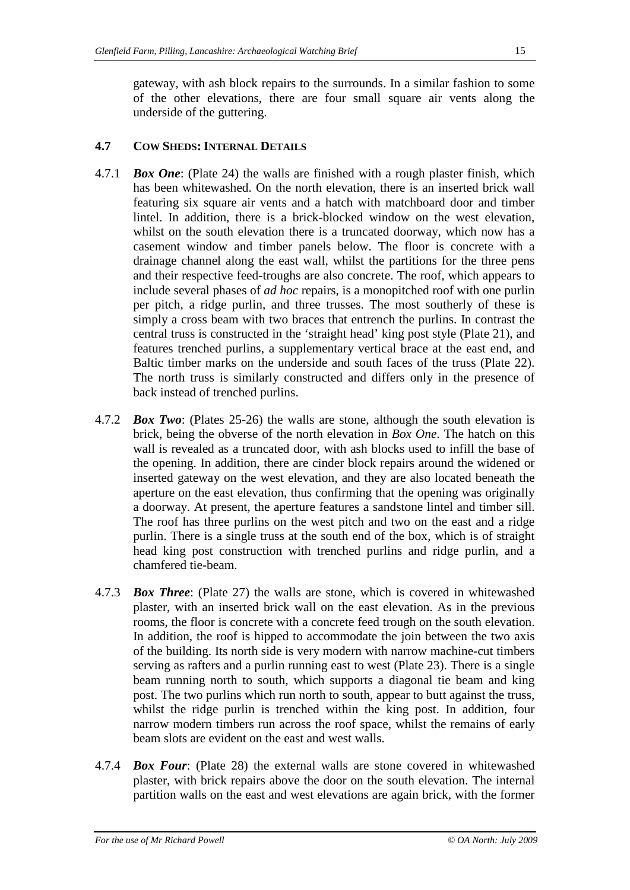gateway, with ash block repairs to the surrounds. In a similar fashion to some of the other elevations, there are four small square air vents along the underside of the guttering.

### 4.7 COW SHEDS: INTERNAL DETAILS

4.7.1 ***Box One***: (Plate 24) the walls are finished with a rough plaster finish, which has been whitewashed. On the north elevation, there is an inserted brick wall featuring six square air vents and a hatch with matchboard door and timber lintel. In addition, there is a brick-blocked window on the west elevation, whilst on the south elevation there is a truncated doorway, which now has a casement window and timber panels below. The floor is concrete with a drainage channel along the east wall, whilst the partitions for the three pens and their respective feed-troughs are also concrete. The roof, which appears to include several phases of *ad hoc* repairs, is a monopitched roof with one purlin per pitch, a ridge purlin, and three trusses. The most southerly of these is simply a cross beam with two braces that entrench the purlins. In contrast the central truss is constructed in the 'straight head' king post style (Plate 21), and features trenched purlins, a supplementary vertical brace at the east end, and Baltic timber marks on the underside and south faces of the truss (Plate 22). The north truss is similarly constructed and differs only in the presence of back instead of trenched purlins.

4.7.2 ***Box Two***: (Plates 25-26) the walls are stone, although the south elevation is brick, being the obverse of the north elevation in *Box One*. The hatch on this wall is revealed as a truncated door, with ash blocks used to infill the base of the opening. In addition, there are cinder block repairs around the widened or inserted gateway on the west elevation, and they are also located beneath the aperture on the east elevation, thus confirming that the opening was originally a doorway. At present, the aperture features a sandstone lintel and timber sill. The roof has three purlins on the west pitch and two on the east and a ridge purlin. There is a single truss at the south end of the box, which is of straight head king post construction with trenched purlins and ridge purlin, and a chamfered tie-beam.

4.7.3 ***Box Three***: (Plate 27) the walls are stone, which is covered in whitewashed plaster, with an inserted brick wall on the east elevation. As in the previous rooms, the floor is concrete with a concrete feed trough on the south elevation. In addition, the roof is hipped to accommodate the join between the two axis of the building. Its north side is very modern with narrow machine-cut timbers serving as rafters and a purlin running east to west (Plate 23). There is a single beam running north to south, which supports a diagonal tie beam and king post. The two purlins which run north to south, appear to butt against the truss, whilst the ridge purlin is trenched within the king post. In addition, four narrow modern timbers run across the roof space, whilst the remains of early beam slots are evident on the east and west walls.

4.7.4 ***Box Four***: (Plate 28) the external walls are stone covered in whitewashed plaster, with brick repairs above the door on the south elevation. The internal partition walls on the east and west elevations are again brick, with the former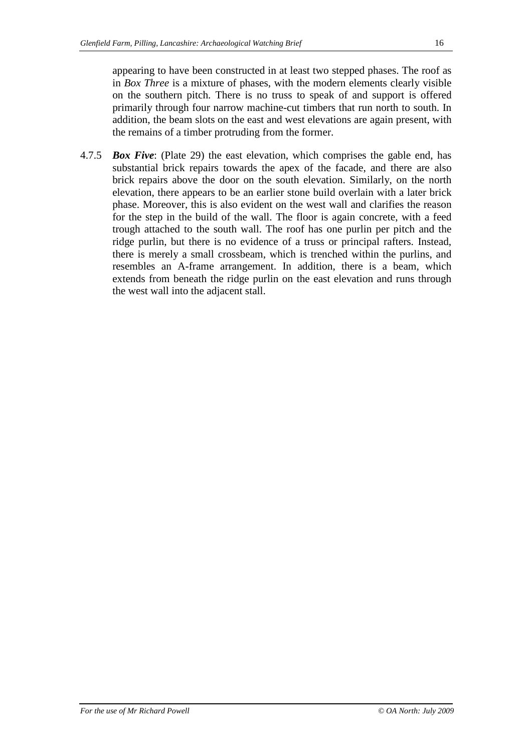appearing to have been constructed in at least two stepped phases. The roof as in *Box Three* is a mixture of phases, with the modern elements clearly visible on the southern pitch. There is no truss to speak of and support is offered primarily through four narrow machine-cut timbers that run north to south. In addition, the beam slots on the east and west elevations are again present, with the remains of a timber protruding from the former.

4.7.5 ***Box Five***: (Plate 29) the east elevation, which comprises the gable end, has substantial brick repairs towards the apex of the facade, and there are also brick repairs above the door on the south elevation. Similarly, on the north elevation, there appears to be an earlier stone build overlain with a later brick phase. Moreover, this is also evident on the west wall and clarifies the reason for the step in the build of the wall. The floor is again concrete, with a feed trough attached to the south wall. The roof has one purlin per pitch and the ridge purlin, but there is no evidence of a truss or principal rafters. Instead, there is merely a small crossbeam, which is trenched within the purlins, and resembles an A-frame arrangement. In addition, there is a beam, which extends from beneath the ridge purlin on the east elevation and runs through the west wall into the adjacent stall.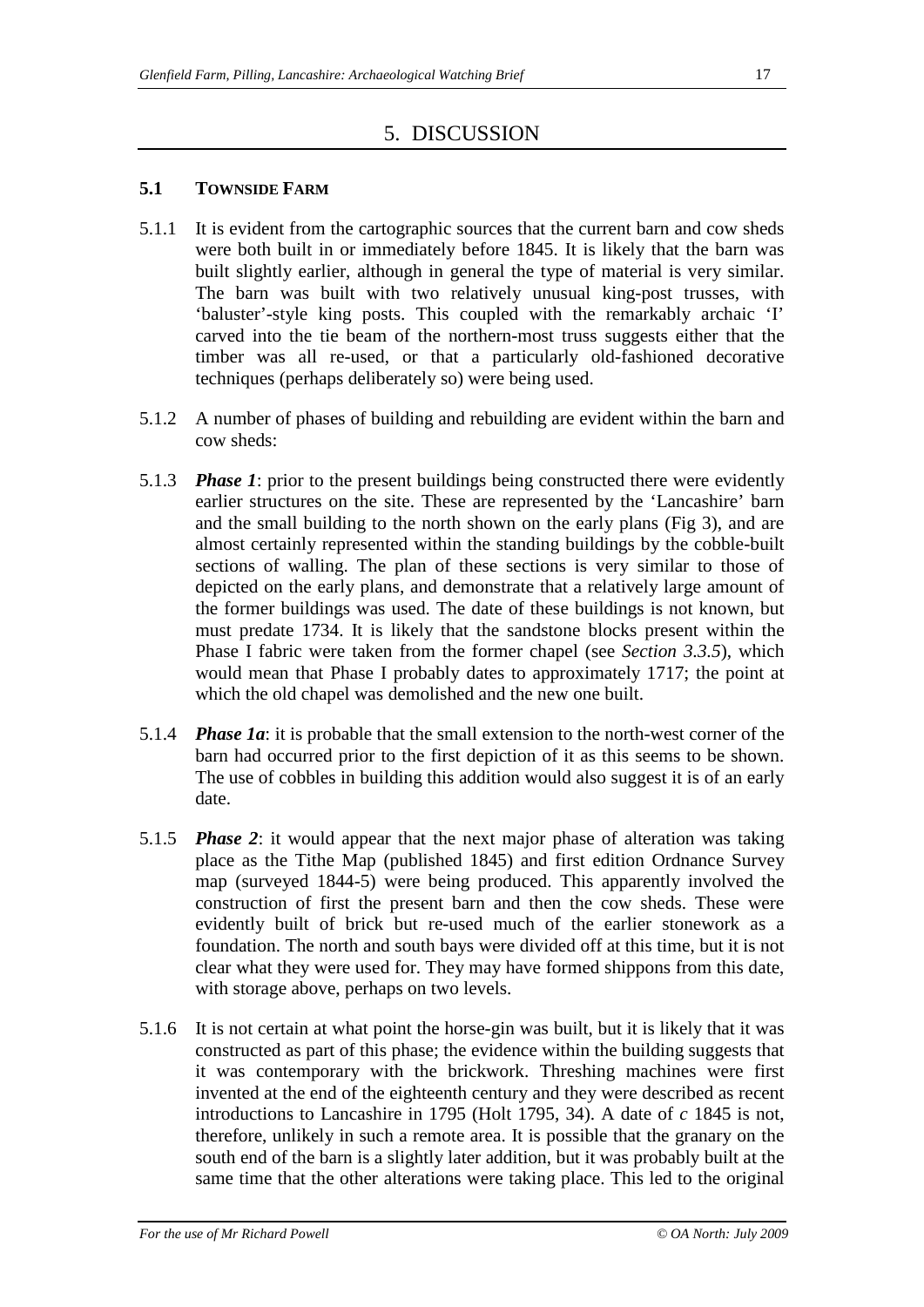# 5. DISCUSSION

## 5.1 TOWNSIDE FARM

5.1.1 It is evident from the cartographic sources that the current barn and cow sheds were both built in or immediately before 1845. It is likely that the barn was built slightly earlier, although in general the type of material is very similar. The barn was built with two relatively unusual king-post trusses, with 'baluster'-style king posts. This coupled with the remarkably archaic 'I' carved into the tie beam of the northern-most truss suggests either that the timber was all re-used, or that a particularly old-fashioned decorative techniques (perhaps deliberately so) were being used.

5.1.2 A number of phases of building and rebuilding are evident within the barn and cow sheds:

5.1.3 ***Phase 1***: prior to the present buildings being constructed there were evidently earlier structures on the site. These are represented by the 'Lancashire' barn and the small building to the north shown on the early plans (Fig 3), and are almost certainly represented within the standing buildings by the cobble-built sections of walling. The plan of these sections is very similar to those of depicted on the early plans, and demonstrate that a relatively large amount of the former buildings was used. The date of these buildings is not known, but must predate 1734. It is likely that the sandstone blocks present within the Phase I fabric were taken from the former chapel (see *Section 3.3.5*), which would mean that Phase I probably dates to approximately 1717; the point at which the old chapel was demolished and the new one built.

5.1.4 ***Phase 1a***: it is probable that the small extension to the north-west corner of the barn had occurred prior to the first depiction of it as this seems to be shown. The use of cobbles in building this addition would also suggest it is of an early date.

5.1.5 ***Phase 2***: it would appear that the next major phase of alteration was taking place as the Tithe Map (published 1845) and first edition Ordnance Survey map (surveyed 1844-5) were being produced. This apparently involved the construction of first the present barn and then the cow sheds. These were evidently built of brick but re-used much of the earlier stonework as a foundation. The north and south bays were divided off at this time, but it is not clear what they were used for. They may have formed shippons from this date, with storage above, perhaps on two levels.

5.1.6 It is not certain at what point the horse-gin was built, but it is likely that it was constructed as part of this phase; the evidence within the building suggests that it was contemporary with the brickwork. Threshing machines were first invented at the end of the eighteenth century and they were described as recent introductions to Lancashire in 1795 (Holt 1795, 34). A date of *c* 1845 is not, therefore, unlikely in such a remote area. It is possible that the granary on the south end of the barn is a slightly later addition, but it was probably built at the same time that the other alterations were taking place. This led to the original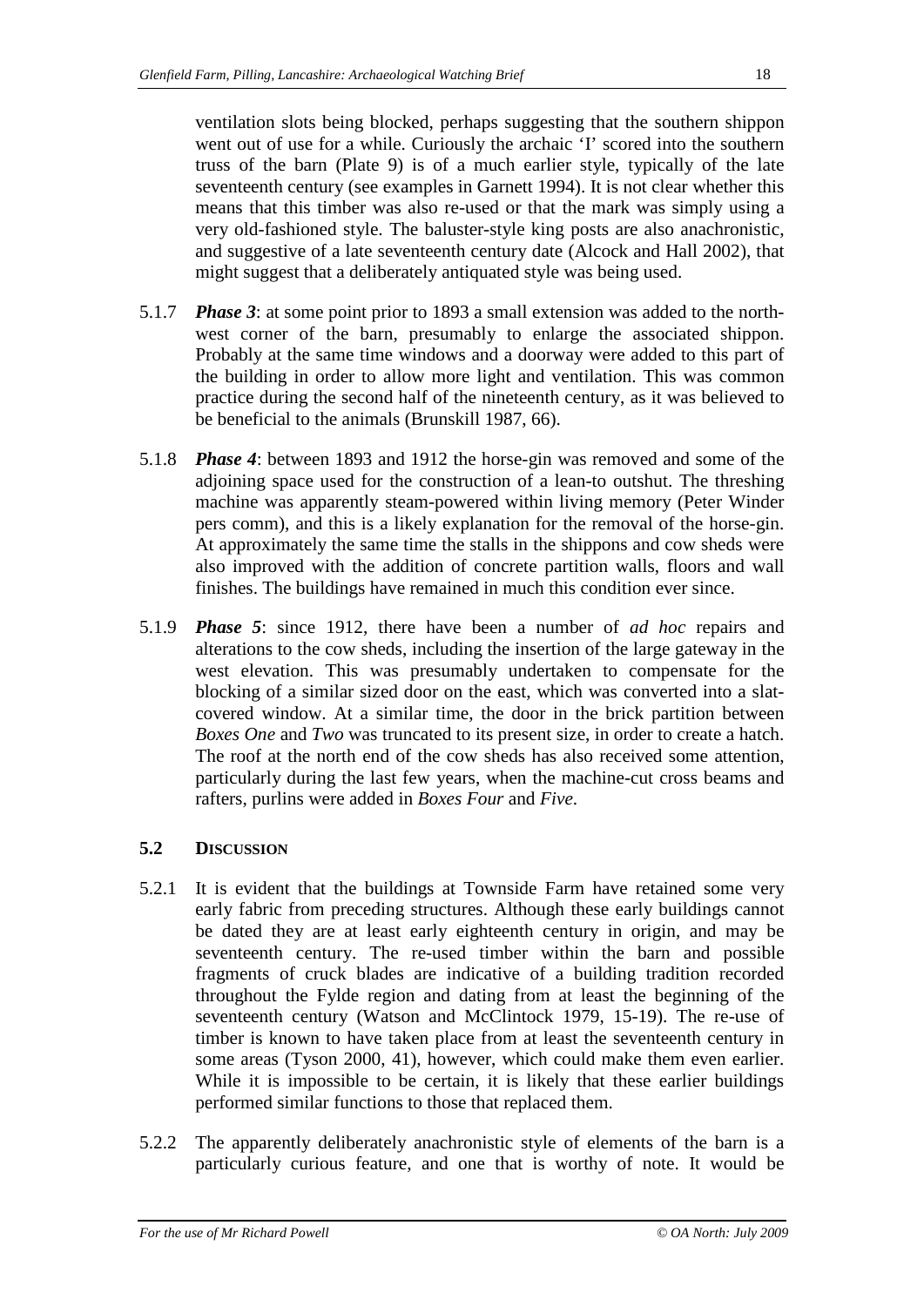ventilation slots being blocked, perhaps suggesting that the southern shippon went out of use for a while. Curiously the archaic 'I' scored into the southern truss of the barn (Plate 9) is of a much earlier style, typically of the late seventeenth century (see examples in Garnett 1994). It is not clear whether this means that this timber was also re-used or that the mark was simply using a very old-fashioned style. The baluster-style king posts are also anachronistic, and suggestive of a late seventeenth century date (Alcock and Hall 2002), that might suggest that a deliberately antiquated style was being used.

5.1.7 ***Phase 3***: at some point prior to 1893 a small extension was added to the north-west corner of the barn, presumably to enlarge the associated shippon. Probably at the same time windows and a doorway were added to this part of the building in order to allow more light and ventilation. This was common practice during the second half of the nineteenth century, as it was believed to be beneficial to the animals (Brunskill 1987, 66).

5.1.8 ***Phase 4***: between 1893 and 1912 the horse-gin was removed and some of the adjoining space used for the construction of a lean-to outshut. The threshing machine was apparently steam-powered within living memory (Peter Winder pers comm), and this is a likely explanation for the removal of the horse-gin. At approximately the same time the stalls in the shippons and cow sheds were also improved with the addition of concrete partition walls, floors and wall finishes. The buildings have remained in much this condition ever since.

5.1.9 ***Phase 5***: since 1912, there have been a number of *ad hoc* repairs and alterations to the cow sheds, including the insertion of the large gateway in the west elevation. This was presumably undertaken to compensate for the blocking of a similar sized door on the east, which was converted into a slat-covered window. At a similar time, the door in the brick partition between *Boxes One* and *Two* was truncated to its present size, in order to create a hatch. The roof at the north end of the cow sheds has also received some attention, particularly during the last few years, when the machine-cut cross beams and rafters, purlins were added in *Boxes Four* and *Five*.

### 5.2 Discussion

5.2.1 It is evident that the buildings at Townside Farm have retained some very early fabric from preceding structures. Although these early buildings cannot be dated they are at least early eighteenth century in origin, and may be seventeenth century. The re-used timber within the barn and possible fragments of cruck blades are indicative of a building tradition recorded throughout the Fylde region and dating from at least the beginning of the seventeenth century (Watson and McClintock 1979, 15-19). The re-use of timber is known to have taken place from at least the seventeenth century in some areas (Tyson 2000, 41), however, which could make them even earlier. While it is impossible to be certain, it is likely that these earlier buildings performed similar functions to those that replaced them.

5.2.2 The apparently deliberately anachronistic style of elements of the barn is a particularly curious feature, and one that is worthy of note. It would be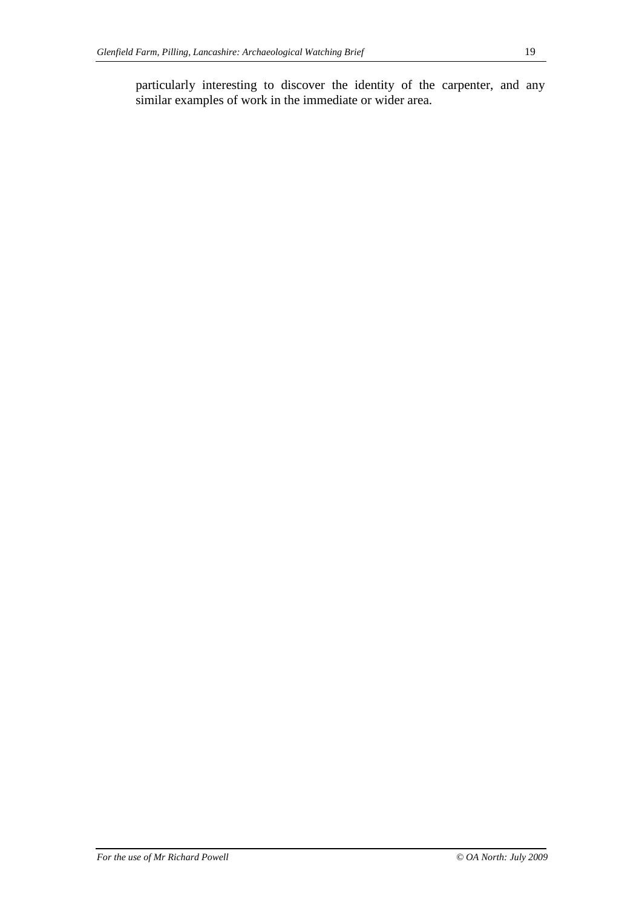particularly interesting to discover the identity of the carpenter, and any similar examples of work in the immediate or wider area.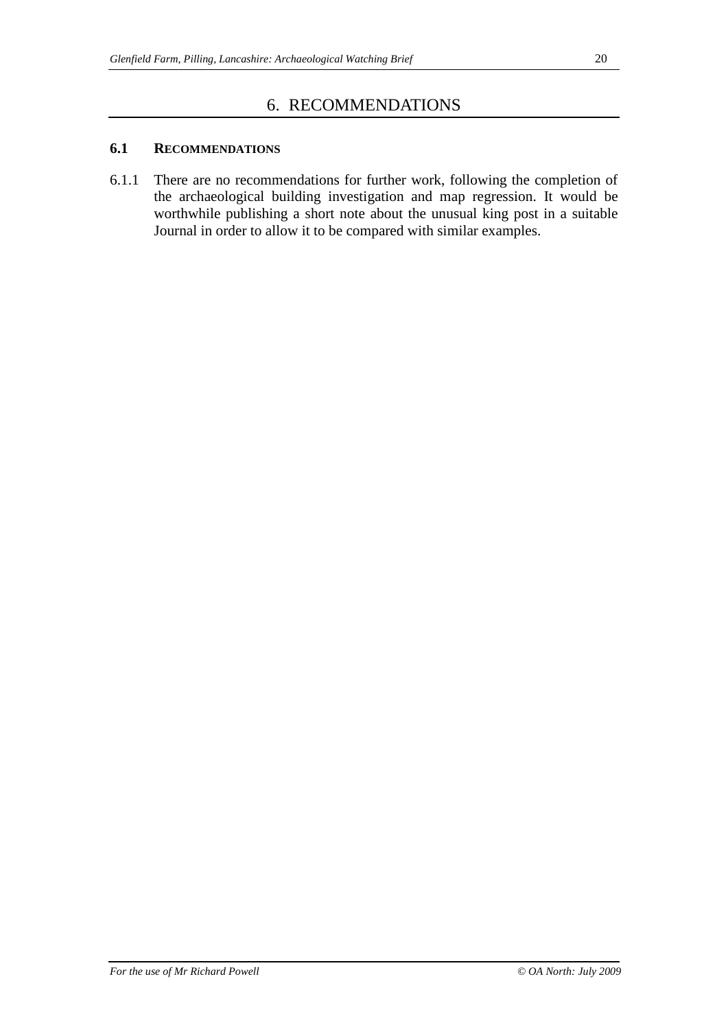# 6. RECOMMENDATIONS

## 6.1 RECOMMENDATIONS

6.1.1 There are no recommendations for further work, following the completion of the archaeological building investigation and map regression. It would be worthwhile publishing a short note about the unusual king post in a suitable Journal in order to allow it to be compared with similar examples.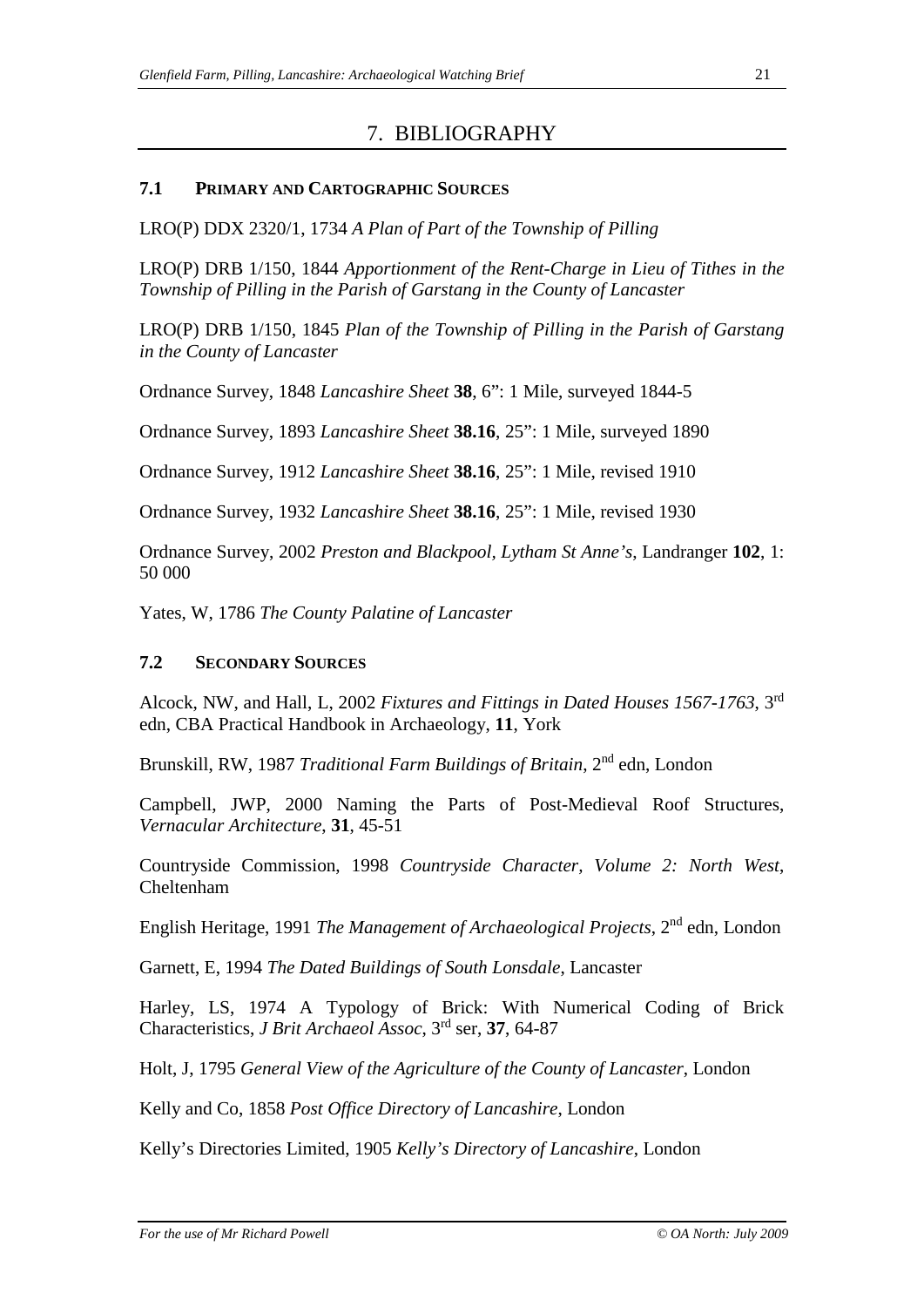# 7. BIBLIOGRAPHY

## 7.1 PRIMARY AND CARTOGRAPHIC SOURCES

LRO(P) DDX 2320/1, 1734 *A Plan of Part of the Township of Pilling*

LRO(P) DRB 1/150, 1844 *Apportionment of the Rent-Charge in Lieu of Tithes in the Township of Pilling in the Parish of Garstang in the County of Lancaster*

LRO(P) DRB 1/150, 1845 *Plan of the Township of Pilling in the Parish of Garstang in the County of Lancaster*

Ordnance Survey, 1848 *Lancashire Sheet* **38**, 6": 1 Mile, surveyed 1844-5

Ordnance Survey, 1893 *Lancashire Sheet* **38.16**, 25": 1 Mile, surveyed 1890

Ordnance Survey, 1912 *Lancashire Sheet* **38.16**, 25": 1 Mile, revised 1910

Ordnance Survey, 1932 *Lancashire Sheet* **38.16**, 25": 1 Mile, revised 1930

Ordnance Survey, 2002 *Preston and Blackpool, Lytham St Anne's*, Landranger **102**, 1: 50 000

Yates, W, 1786 *The County Palatine of Lancaster*

## 7.2 SECONDARY SOURCES

Alcock, NW, and Hall, L, 2002 *Fixtures and Fittings in Dated Houses 1567-1763*, 3rd edn, CBA Practical Handbook in Archaeology, **11**, York

Brunskill, RW, 1987 *Traditional Farm Buildings of Britain*, 2nd edn, London

Campbell, JWP, 2000 Naming the Parts of Post-Medieval Roof Structures, *Vernacular Architecture*, **31**, 45-51

Countryside Commission, 1998 *Countryside Character, Volume 2: North West*, Cheltenham

English Heritage, 1991 *The Management of Archaeological Projects*, 2nd edn, London

Garnett, E, 1994 *The Dated Buildings of South Lonsdale*, Lancaster

Harley, LS, 1974 A Typology of Brick: With Numerical Coding of Brick Characteristics, *J Brit Archaeol Assoc*, 3rd ser, **37**, 64-87

Holt, J, 1795 *General View of the Agriculture of the County of Lancaster*, London

Kelly and Co, 1858 *Post Office Directory of Lancashire*, London

Kelly's Directories Limited, 1905 *Kelly's Directory of Lancashire*, London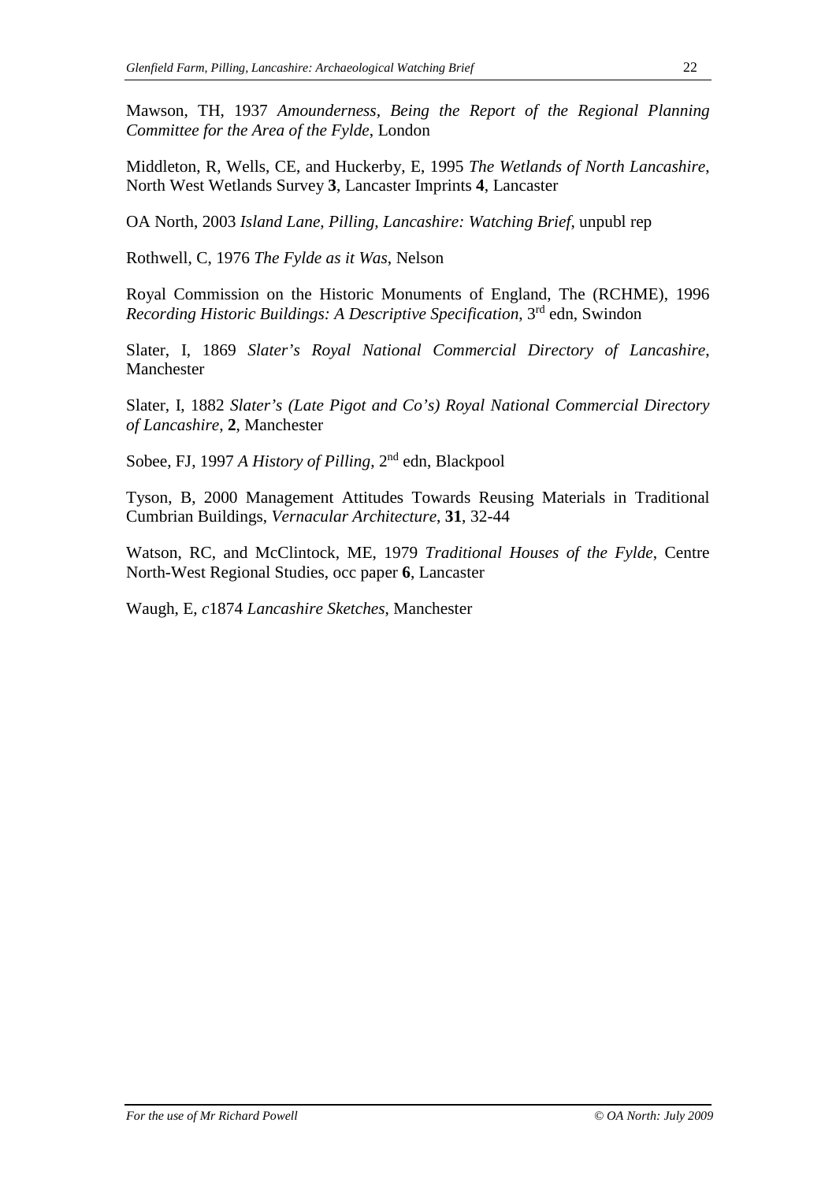Mawson, TH, 1937 *Amounderness, Being the Report of the Regional Planning Committee for the Area of the Fylde*, London

Middleton, R, Wells, CE, and Huckerby, E, 1995 *The Wetlands of North Lancashire*, North West Wetlands Survey **3**, Lancaster Imprints **4**, Lancaster

OA North, 2003 *Island Lane, Pilling, Lancashire: Watching Brief*, unpubl rep

Rothwell, C, 1976 *The Fylde as it Was*, Nelson

Royal Commission on the Historic Monuments of England, The (RCHME), 1996 *Recording Historic Buildings: A Descriptive Specification*, 3rd edn, Swindon

Slater, I, 1869 *Slater's Royal National Commercial Directory of Lancashire*, Manchester

Slater, I, 1882 *Slater's (Late Pigot and Co's) Royal National Commercial Directory of Lancashire*, **2**, Manchester

Sobee, FJ, 1997 *A History of Pilling*, 2nd edn, Blackpool

Tyson, B, 2000 Management Attitudes Towards Reusing Materials in Traditional Cumbrian Buildings, *Vernacular Architecture*, **31**, 32-44

Watson, RC, and McClintock, ME, 1979 *Traditional Houses of the Fylde*, Centre North-West Regional Studies, occ paper **6**, Lancaster

Waugh, E, *c*1874 *Lancashire Sketches*, Manchester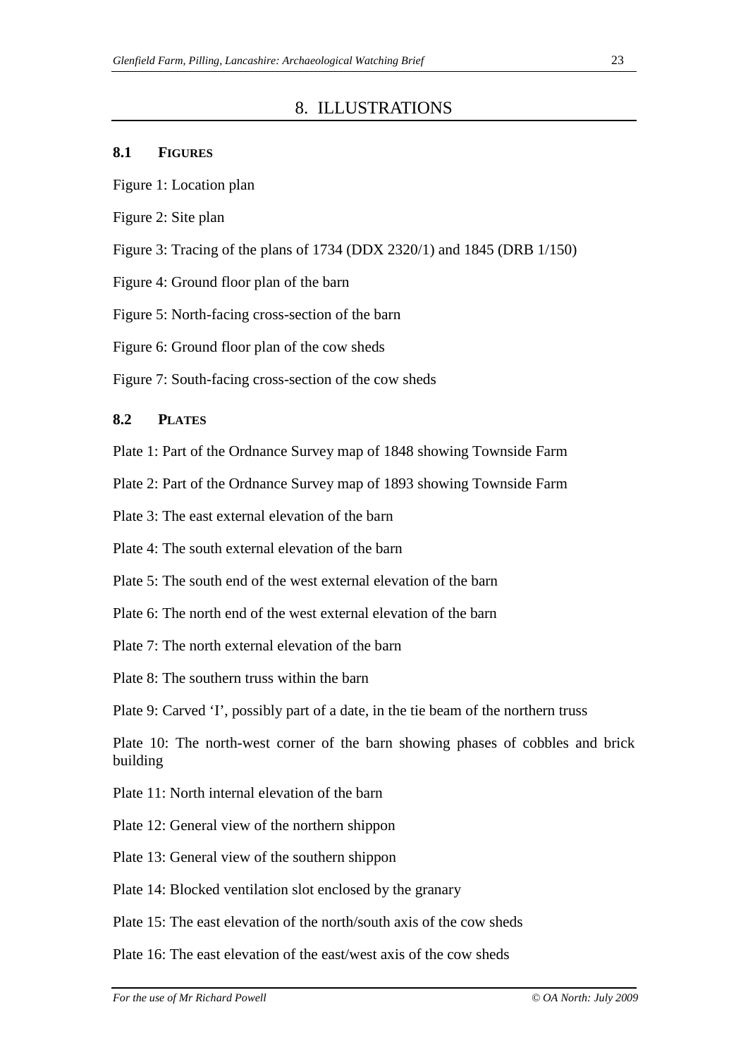# 8. ILLUSTRATIONS

## 8.1 FIGURES

Figure 1: Location plan

Figure 2: Site plan

Figure 3: Tracing of the plans of 1734 (DDX 2320/1) and 1845 (DRB 1/150)

Figure 4: Ground floor plan of the barn

Figure 5: North-facing cross-section of the barn

Figure 6: Ground floor plan of the cow sheds

Figure 7: South-facing cross-section of the cow sheds

## 8.2 PLATES

Plate 1: Part of the Ordnance Survey map of 1848 showing Townside Farm

Plate 2: Part of the Ordnance Survey map of 1893 showing Townside Farm

Plate 3: The east external elevation of the barn

Plate 4: The south external elevation of the barn

Plate 5: The south end of the west external elevation of the barn

Plate 6: The north end of the west external elevation of the barn

Plate 7: The north external elevation of the barn

Plate 8: The southern truss within the barn

Plate 9: Carved 'I', possibly part of a date, in the tie beam of the northern truss

Plate 10: The north-west corner of the barn showing phases of cobbles and brick building

Plate 11: North internal elevation of the barn

Plate 12: General view of the northern shippon

Plate 13: General view of the southern shippon

Plate 14: Blocked ventilation slot enclosed by the granary

Plate 15: The east elevation of the north/south axis of the cow sheds

Plate 16: The east elevation of the east/west axis of the cow sheds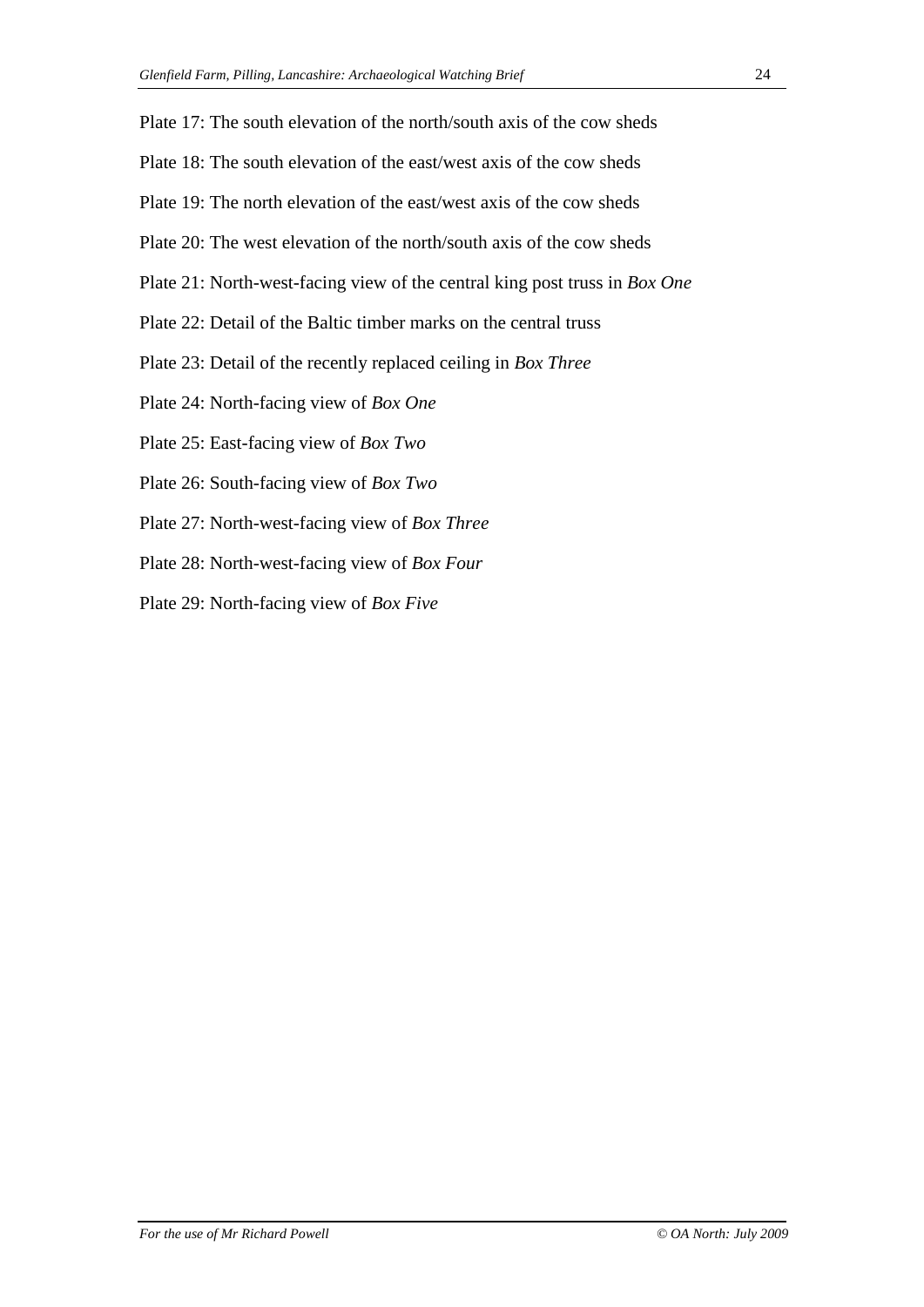Plate 17: The south elevation of the north/south axis of the cow sheds

Plate 18: The south elevation of the east/west axis of the cow sheds

Plate 19: The north elevation of the east/west axis of the cow sheds

Plate 20: The west elevation of the north/south axis of the cow sheds

Plate 21: North-west-facing view of the central king post truss in *Box One*

Plate 22: Detail of the Baltic timber marks on the central truss

Plate 23: Detail of the recently replaced ceiling in *Box Three*

Plate 24: North-facing view of *Box One*

Plate 25: East-facing view of *Box Two*

Plate 26: South-facing view of *Box Two*

Plate 27: North-west-facing view of *Box Three*

Plate 28: North-west-facing view of *Box Four*

Plate 29: North-facing view of *Box Five*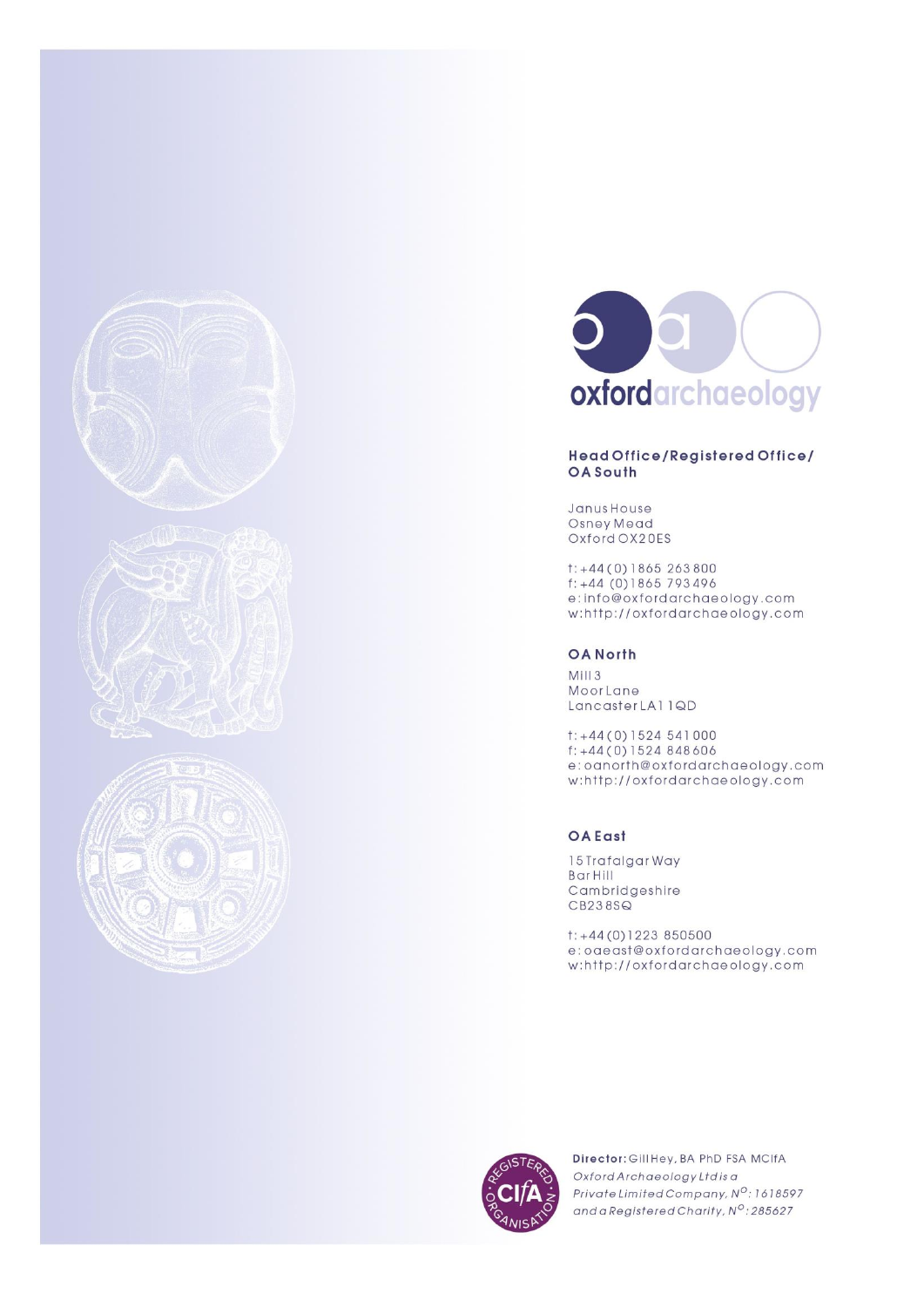oxfordarchaeology

**Head Office/Registered Office/ OA South**

Janus House
Osney Mead
Oxford OX2 0ES

t: +44 (0) 1865 263 800
f: +44 (0) 1865 793 496
e: info@oxfordarchaeology.com
w: http://oxfordarchaeology.com

**OA North**

Mill 3
Moor Lane
Lancaster LA1 1QD

t: +44 (0) 1524 541 000
f: +44 (0) 1524 848 606
e: oanorth@oxfordarchaeology.com
w: http://oxfordarchaeology.com

**OA East**

15 Trafalgar Way
Bar Hill
Cambridgeshire
CB23 8SQ

t: +44 (0)1223 850500
e: oaeast@oxfordarchaeology.com
w: http://oxfordarchaeology.com

**Director:** Gill Hey, BA PhD FSA MCIfA
*Oxford Archaeology Ltd is a Private Limited Company, N$^{O}$: 1618597 and a Registered Charity, N$^{O}$: 285627*